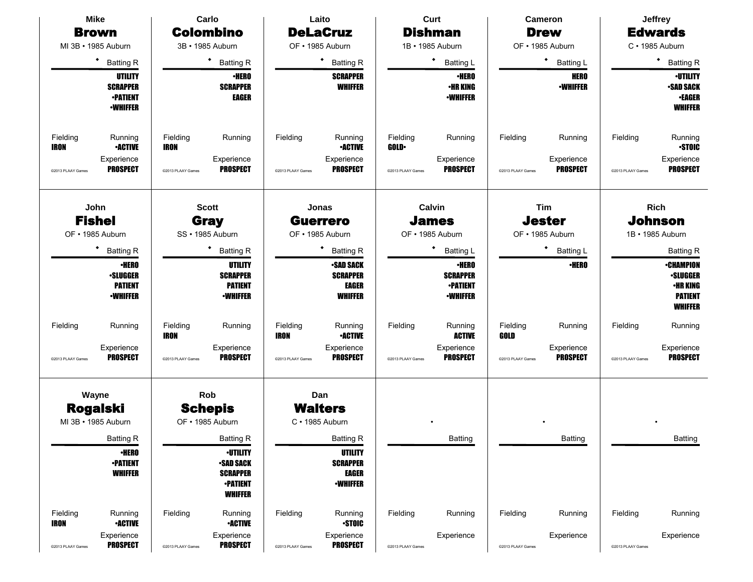Mike
**Brown**
MI 3B • 1985 Auburn

◆ Batting R

**UTILITY**
**SCRAPPER**
**•PATIENT**
**•WHIFFER**

Fielding
**IRON**

Running
**•ACTIVE**

Experience
**PROSPECT**

©2013 PLAAY Games

---

Carlo
**Colombino**
3B • 1985 Auburn

◆ Batting R

**•HERO**
**SCRAPPER**
**EAGER**

Fielding
**IRON**

Running

Experience
**PROSPECT**

©2013 PLAAY Games

---

Laito
**DeLaCruz**
OF • 1985 Auburn

◆ Batting R

**SCRAPPER**
**WHIFFER**

Fielding

Running
**•ACTIVE**

Experience
**PROSPECT**

©2013 PLAAY Games

---

Curt
**Dishman**
1B • 1985 Auburn

◆ Batting L

**•HERO**
**•HR KING**
**•WHIFFER**

Fielding
**GOLD•**

Running

Experience
**PROSPECT**

©2013 PLAAY Games

---

Cameron
**Drew**
OF • 1985 Auburn

◆ Batting L

**HERO**
**•WHIFFER**

Fielding

Running

Experience
**PROSPECT**

©2013 PLAAY Games

---

Jeffrey
**Edwards**
C • 1985 Auburn

◆ Batting R

**•UTILITY**
**•SAD SACK**
**•EAGER**
**WHIFFER**

Fielding

Running
**•STOIC**

Experience
**PROSPECT**

©2013 PLAAY Games

---

John
**Fishel**
OF • 1985 Auburn

◆ Batting R

**•HERO**
**•SLUGGER**
**PATIENT**
**•WHIFFER**

Fielding

Running

Experience
**PROSPECT**

©2013 PLAAY Games

---

Scott
**Gray**
SS • 1985 Auburn

◆ Batting R

**UTILITY**
**SCRAPPER**
**PATIENT**
**•WHIFFER**

Fielding
**IRON**

Running

Experience
**PROSPECT**

©2013 PLAAY Games

---

Jonas
**Guerrero**
OF • 1985 Auburn

◆ Batting R

**•SAD SACK**
**SCRAPPER**
**EAGER**
**WHIFFER**

Fielding
**IRON**

Running
**•ACTIVE**

Experience
**PROSPECT**

©2013 PLAAY Games

---

Calvin
**James**
OF • 1985 Auburn

◆ Batting L

**•HERO**
**SCRAPPER**
**•PATIENT**
**•WHIFFER**

Fielding

Running
**ACTIVE**

Experience
**PROSPECT**

©2013 PLAAY Games

---

Tim
**Jester**
OF • 1985 Auburn

◆ Batting L

**•HERO**

Fielding
**GOLD**

Running

Experience
**PROSPECT**

©2013 PLAAY Games

---

Rich
**Johnson**
1B • 1985 Auburn

Batting R

**•CHAMPION**
**•SLUGGER**
**•HR KING**
**PATIENT**
**WHIFFER**

Fielding

Running

Experience
**PROSPECT**

©2013 PLAAY Games

---

Wayne
**Rogalski**
MI 3B • 1985 Auburn

Batting R

**•HERO**
**•PATIENT**
**WHIFFER**

Fielding
**IRON**

Running
**•ACTIVE**

Experience
**PROSPECT**

©2013 PLAAY Games

---

Rob
**Schepis**
OF • 1985 Auburn

Batting R

**•UTILITY**
**•SAD SACK**
**SCRAPPER**
**•PATIENT**
**WHIFFER**

Fielding

Running
**•ACTIVE**

Experience
**PROSPECT**

©2013 PLAAY Games

---

Dan
**Walters**
C • 1985 Auburn

Batting R

**UTILITY**
**SCRAPPER**
**EAGER**
**•WHIFFER**

Fielding

Running
**•STOIC**

Experience
**PROSPECT**

©2013 PLAAY Games

---

•

Batting

Fielding

Running

Experience

©2013 PLAAY Games

---

•

Batting

Fielding

Running

Experience

©2013 PLAAY Games

---

•

Batting

Fielding

Running

Experience

©2013 PLAAY Games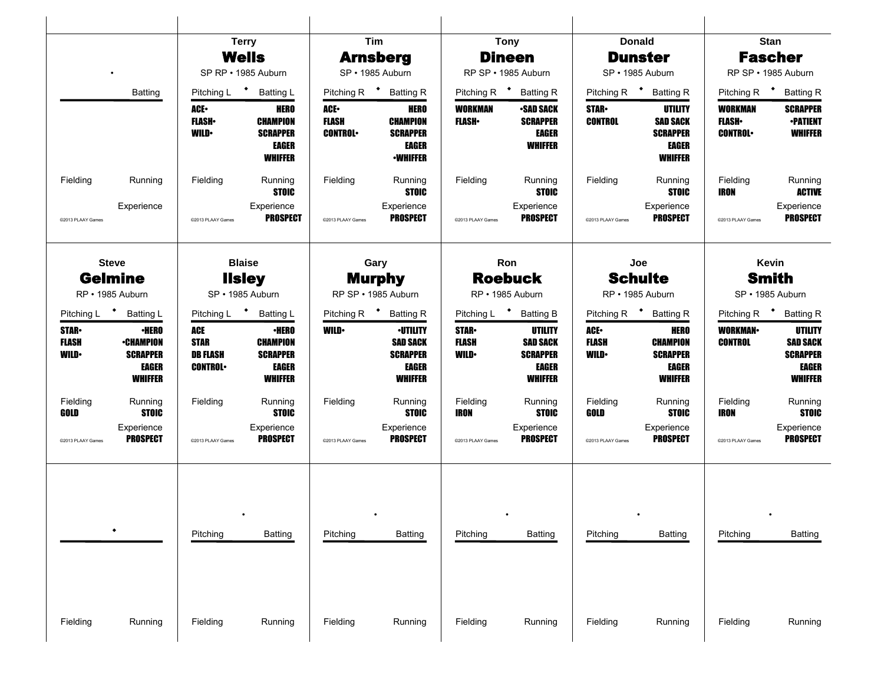## Terry Wells
SP RP • 1985 Auburn

| Pitching L | Batting L |
|---|---|
| ACE• | HERO |
| FLASH• | CHAMPION |
| WILD• | SCRAPPER |
| | EAGER |
| | WHIFFER |

| Fielding | Running |
|---|---|
| | STOIC |

Experience: PROSPECT

©2013 PLAAY Games

## Tim Arnsberg
SP • 1985 Auburn

| Pitching R | Batting R |
|---|---|
| ACE• | HERO |
| FLASH | CHAMPION |
| CONTROL• | SCRAPPER |
| | EAGER |
| | •WHIFFER |

| Fielding | Running |
|---|---|
| | STOIC |

Experience: PROSPECT

©2013 PLAAY Games

## Tony Dineen
RP SP • 1985 Auburn

| Pitching R | Batting R |
|---|---|
| WORKMAN | •SAD SACK |
| FLASH• | SCRAPPER |
| | EAGER |
| | WHIFFER |

| Fielding | Running |
|---|---|
| | STOIC |

Experience: PROSPECT

©2013 PLAAY Games

## Donald Dunster
SP • 1985 Auburn

| Pitching R | Batting R |
|---|---|
| STAR• | UTILITY |
| CONTROL | SAD SACK |
| | SCRAPPER |
| | EAGER |
| | WHIFFER |

| Fielding | Running |
|---|---|
| | STOIC |

Experience: PROSPECT

©2013 PLAAY Games

## Stan Fascher
RP SP • 1985 Auburn

| Pitching R | Batting R |
|---|---|
| WORKMAN | SCRAPPER |
| FLASH• | •PATIENT |
| CONTROL• | WHIFFER |

| Fielding | Running |
|---|---|
| IRON | ACTIVE |

Experience: PROSPECT

©2013 PLAAY Games

## Steve Gelmine
RP • 1985 Auburn

| Pitching L | Batting L |
|---|---|
| STAR• | •HERO |
| FLASH | •CHAMPION |
| WILD• | SCRAPPER |
| | EAGER |
| | WHIFFER |

| Fielding | Running |
|---|---|
| GOLD | STOIC |

Experience: PROSPECT

©2013 PLAAY Games

## Blaise Ilsley
SP • 1985 Auburn

| Pitching L | Batting L |
|---|---|
| ACE | •HERO |
| STAR | CHAMPION |
| DB FLASH | SCRAPPER |
| CONTROL• | EAGER |
| | WHIFFER |

| Fielding | Running |
|---|---|
| | STOIC |

Experience: PROSPECT

©2013 PLAAY Games

## Gary Murphy
RP SP • 1985 Auburn

| Pitching R | Batting R |
|---|---|
| WILD• | •UTILITY |
| | SAD SACK |
| | SCRAPPER |
| | EAGER |
| | WHIFFER |

| Fielding | Running |
|---|---|
| | STOIC |

Experience: PROSPECT

©2013 PLAAY Games

## Ron Roebuck
RP • 1985 Auburn

| Pitching L | Batting B |
|---|---|
| STAR• | UTILITY |
| FLASH | SAD SACK |
| WILD• | SCRAPPER |
| | EAGER |
| | WHIFFER |

| Fielding | Running |
|---|---|
| IRON | STOIC |

Experience: PROSPECT

©2013 PLAAY Games

## Joe Schulte
RP • 1985 Auburn

| Pitching R | Batting R |
|---|---|
| ACE• | HERO |
| FLASH | CHAMPION |
| WILD• | SCRAPPER |
| | EAGER |
| | WHIFFER |

| Fielding | Running |
|---|---|
| GOLD | STOIC |

Experience: PROSPECT

©2013 PLAAY Games

## Kevin Smith
SP • 1985 Auburn

| Pitching R | Batting R |
|---|---|
| WORKMAN• | UTILITY |
| CONTROL | SAD SACK |
| | SCRAPPER |
| | EAGER |
| | WHIFFER |

| Fielding | Running |
|---|---|
| IRON | STOIC |

Experience: PROSPECT

©2013 PLAAY Games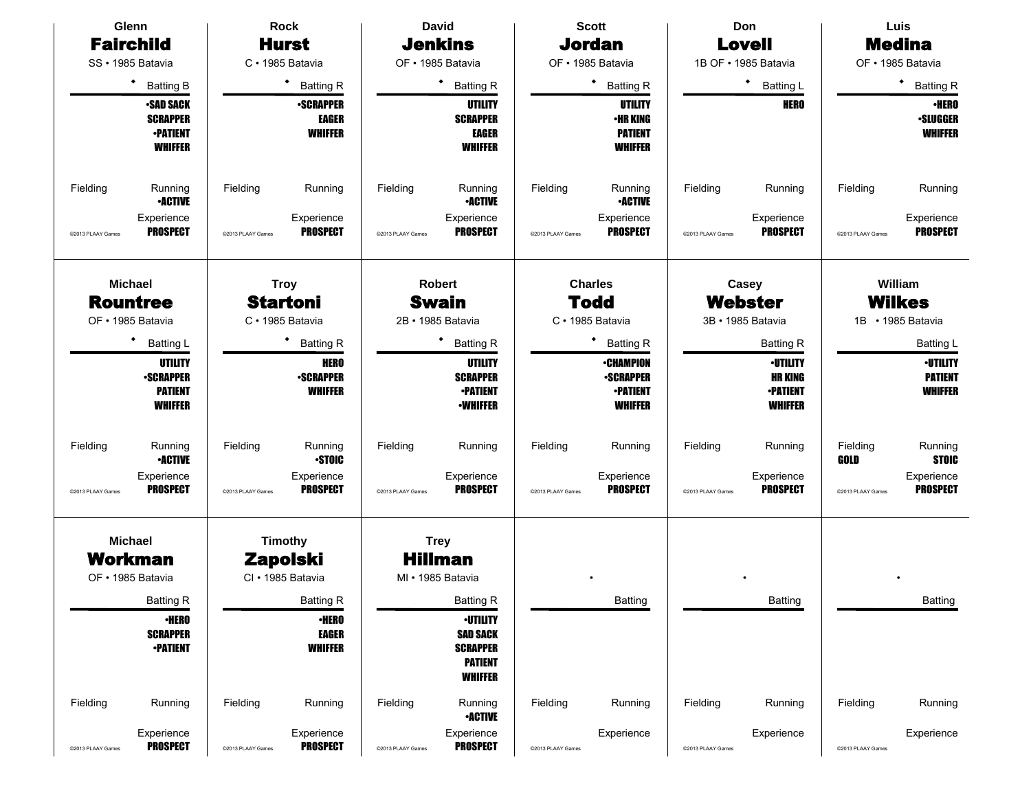## Glenn Fairchild
SS • 1985 Batavia

◆ Batting B

- •SAD SACK
- SCRAPPER
- •PATIENT
- WHIFFER

Fielding | Running •ACTIVE

Experience PROSPECT

©2013 PLAAY Games

## Rock Hurst
C • 1985 Batavia

◆ Batting R

- •SCRAPPER
- EAGER
- WHIFFER

Fielding | Running

Experience PROSPECT

©2013 PLAAY Games

## David Jenkins
OF • 1985 Batavia

◆ Batting R

- UTILITY
- SCRAPPER
- EAGER
- WHIFFER

Fielding | Running •ACTIVE

Experience PROSPECT

©2013 PLAAY Games

## Scott Jordan
OF • 1985 Batavia

◆ Batting R

- UTILITY
- •HR KING
- PATIENT
- WHIFFER

Fielding | Running •ACTIVE

Experience PROSPECT

©2013 PLAAY Games

## Don Lovell
1B OF • 1985 Batavia

◆ Batting L

- HERO

Fielding | Running

Experience PROSPECT

©2013 PLAAY Games

## Luis Medina
OF • 1985 Batavia

◆ Batting R

- •HERO
- •SLUGGER
- WHIFFER

Fielding | Running

Experience PROSPECT

©2013 PLAAY Games

## Michael Rountree
OF • 1985 Batavia

◆ Batting L

- UTILITY
- •SCRAPPER
- PATIENT
- WHIFFER

Fielding | Running •ACTIVE

Experience PROSPECT

©2013 PLAAY Games

## Troy Startoni
C • 1985 Batavia

◆ Batting R

- HERO
- •SCRAPPER
- WHIFFER

Fielding | Running •STOIC

Experience PROSPECT

©2013 PLAAY Games

## Robert Swain
2B • 1985 Batavia

◆ Batting R

- UTILITY
- SCRAPPER
- •PATIENT
- •WHIFFER

Fielding | Running

Experience PROSPECT

©2013 PLAAY Games

## Charles Todd
C • 1985 Batavia

◆ Batting R

- •CHAMPION
- •SCRAPPER
- •PATIENT
- WHIFFER

Fielding | Running

Experience PROSPECT

©2013 PLAAY Games

## Casey Webster
3B • 1985 Batavia

Batting R

- •UTILITY
- HR KING
- •PATIENT
- WHIFFER

Fielding | Running

Experience PROSPECT

©2013 PLAAY Games

## William Wilkes
1B • 1985 Batavia

Batting L

- •UTILITY
- PATIENT
- WHIFFER

Fielding GOLD | Running STOIC

Experience PROSPECT

©2013 PLAAY Games

## Michael Workman
OF • 1985 Batavia

Batting R

- •HERO
- SCRAPPER
- •PATIENT

Fielding | Running

Experience PROSPECT

©2013 PLAAY Games

## Timothy Zapolski
CI • 1985 Batavia

Batting R

- •HERO
- EAGER
- WHIFFER

Fielding | Running

Experience PROSPECT

©2013 PLAAY Games

## Trey Hillman
MI • 1985 Batavia

Batting R

- •UTILITY
- SAD SACK
- SCRAPPER
- PATIENT
- WHIFFER

Fielding | Running •ACTIVE

Experience PROSPECT

©2013 PLAAY Games

---

•

Batting

Fielding | Running

Experience

©2013 PLAAY Games

---

•

Batting

Fielding | Running

Experience

©2013 PLAAY Games

---

•

Batting

Fielding | Running

Experience

©2013 PLAAY Games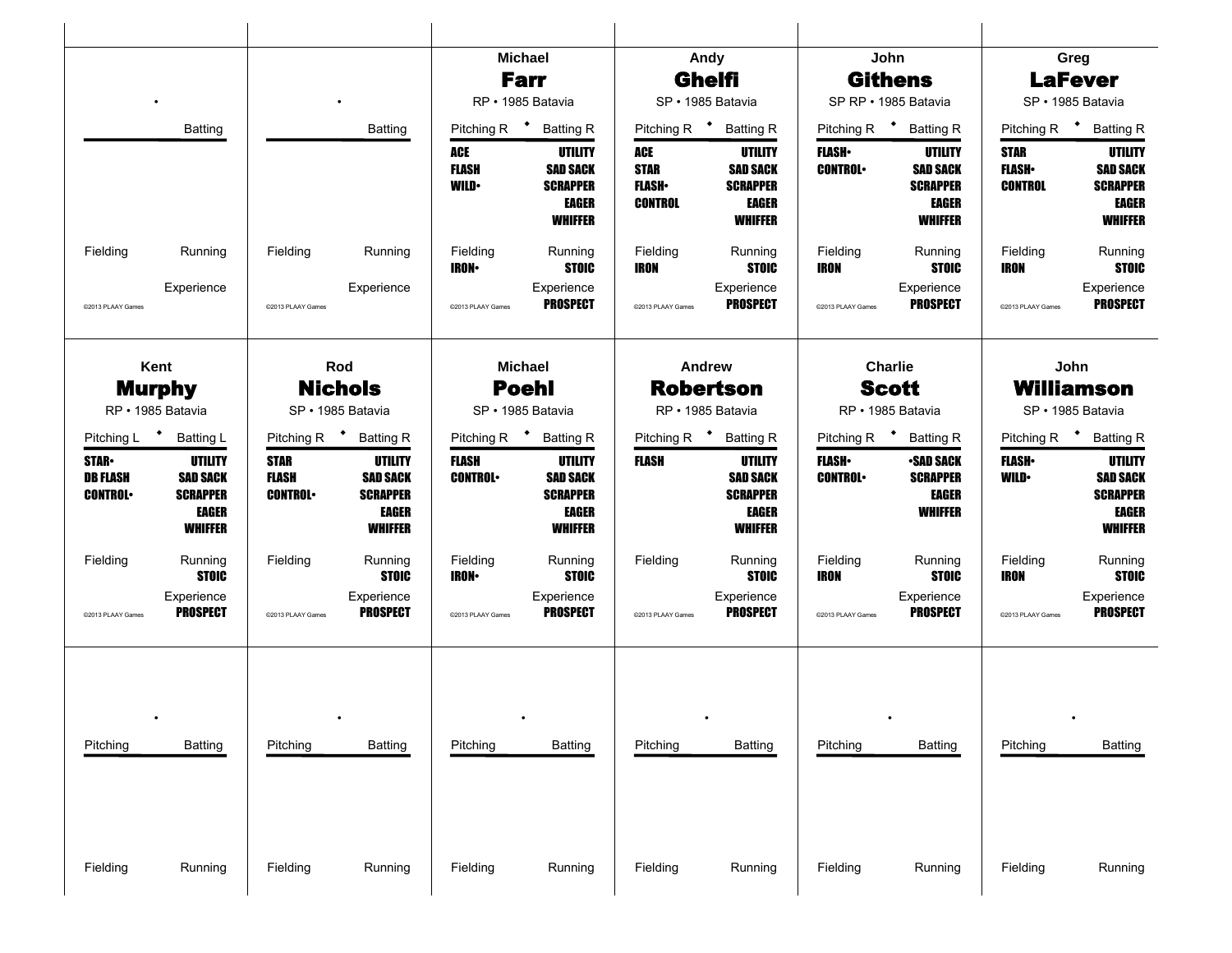## Michael Farr

RP • 1985 Batavia

| Pitching R | Batting R |
|---|---|
| ACE | UTILITY |
| FLASH | SAD SACK |
| WILD• | SCRAPPER |
| | EAGER |
| | WHIFFER |

| Fielding | Running |
|---|---|
| IRON• | STOIC |

Experience: PROSPECT

©2013 PLAAY Games

## Andy Ghelfi

SP • 1985 Batavia

| Pitching R | Batting R |
|---|---|
| ACE | UTILITY |
| STAR | SAD SACK |
| FLASH• | SCRAPPER |
| CONTROL | EAGER |
| | WHIFFER |

| Fielding | Running |
|---|---|
| IRON | STOIC |

Experience: PROSPECT

©2013 PLAAY Games

## John Githens

SP RP • 1985 Batavia

| Pitching R | Batting R |
|---|---|
| FLASH• | UTILITY |
| CONTROL• | SAD SACK |
| | SCRAPPER |
| | EAGER |
| | WHIFFER |

| Fielding | Running |
|---|---|
| IRON | STOIC |

Experience: PROSPECT

©2013 PLAAY Games

## Greg LaFever

SP • 1985 Batavia

| Pitching R | Batting R |
|---|---|
| STAR | UTILITY |
| FLASH• | SAD SACK |
| CONTROL | SCRAPPER |
| | EAGER |
| | WHIFFER |

| Fielding | Running |
|---|---|
| IRON | STOIC |

Experience: PROSPECT

©2013 PLAAY Games

## Kent Murphy

RP • 1985 Batavia

| Pitching L | Batting L |
|---|---|
| STAR• | UTILITY |
| DB FLASH | SAD SACK |
| CONTROL• | SCRAPPER |
| | EAGER |
| | WHIFFER |

| Fielding | Running |
|---|---|
| | STOIC |

Experience: PROSPECT

©2013 PLAAY Games

## Rod Nichols

SP • 1985 Batavia

| Pitching R | Batting R |
|---|---|
| STAR | UTILITY |
| FLASH | SAD SACK |
| CONTROL• | SCRAPPER |
| | EAGER |
| | WHIFFER |

| Fielding | Running |
|---|---|
| | STOIC |

Experience: PROSPECT

©2013 PLAAY Games

## Michael Poehl

SP • 1985 Batavia

| Pitching R | Batting R |
|---|---|
| FLASH | UTILITY |
| CONTROL• | SAD SACK |
| | SCRAPPER |
| | EAGER |
| | WHIFFER |

| Fielding | Running |
|---|---|
| IRON• | STOIC |

Experience: PROSPECT

©2013 PLAAY Games

## Andrew Robertson

RP • 1985 Batavia

| Pitching R | Batting R |
|---|---|
| FLASH | UTILITY |
| | SAD SACK |
| | SCRAPPER |
| | EAGER |
| | WHIFFER |

| Fielding | Running |
|---|---|
| | STOIC |

Experience: PROSPECT

©2013 PLAAY Games

## Charlie Scott

RP • 1985 Batavia

| Pitching R | Batting R |
|---|---|
| FLASH• | •SAD SACK |
| CONTROL• | SCRAPPER |
| | EAGER |
| | WHIFFER |

| Fielding | Running |
|---|---|
| IRON | STOIC |

Experience: PROSPECT

©2013 PLAAY Games

## John Williamson

SP • 1985 Batavia

| Pitching R | Batting R |
|---|---|
| FLASH• | UTILITY |
| WILD• | SAD SACK |
| | SCRAPPER |
| | EAGER |
| | WHIFFER |

| Fielding | Running |
|---|---|
| IRON | STOIC |

Experience: PROSPECT

©2013 PLAAY Games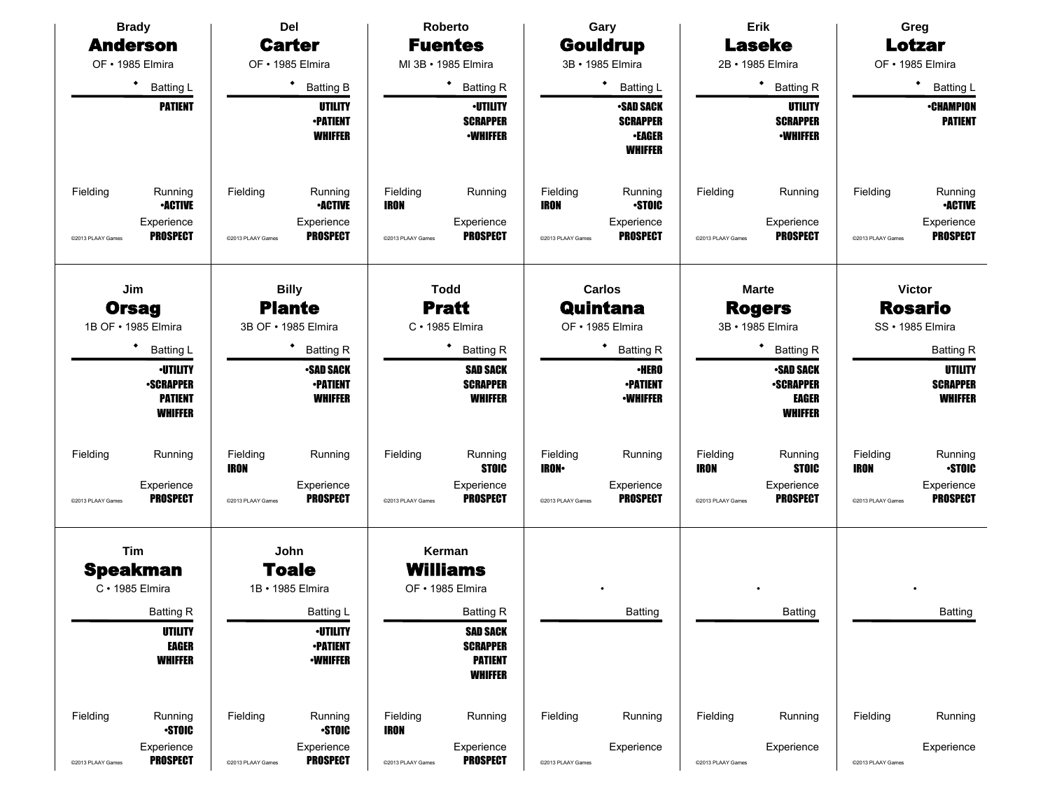## Brady **Anderson**
OF • 1985 Elmira

• Batting L

**PATIENT**

Fielding

Running **•ACTIVE**

Experience **PROSPECT**

©2013 PLAAY Games

---

## Del **Carter**
OF • 1985 Elmira

• Batting B

**UTILITY**
**•PATIENT**
**WHIFFER**

Fielding

Running **•ACTIVE**

Experience **PROSPECT**

©2013 PLAAY Games

---

## Roberto **Fuentes**
MI 3B • 1985 Elmira

• Batting R

**•UTILITY**
**SCRAPPER**
**•WHIFFER**

Fielding **IRON**

Running

Experience **PROSPECT**

©2013 PLAAY Games

---

## Gary **Gouldrup**
3B • 1985 Elmira

• Batting L

**•SAD SACK**
**SCRAPPER**
**•EAGER**
**WHIFFER**

Fielding **IRON**

Running **•STOIC**

Experience **PROSPECT**

©2013 PLAAY Games

---

## Erik **Laseke**
2B • 1985 Elmira

• Batting R

**UTILITY**
**SCRAPPER**
**•WHIFFER**

Fielding

Running

Experience **PROSPECT**

©2013 PLAAY Games

---

## Greg **Lotzar**
OF • 1985 Elmira

• Batting L

**•CHAMPION**
**PATIENT**

Fielding

Running **•ACTIVE**

Experience **PROSPECT**

©2013 PLAAY Games

---

## Jim **Orsag**
1B OF • 1985 Elmira

• Batting L

**•UTILITY**
**•SCRAPPER**
**PATIENT**
**WHIFFER**

Fielding

Running

Experience **PROSPECT**

©2013 PLAAY Games

---

## Billy **Plante**
3B OF • 1985 Elmira

• Batting R

**•SAD SACK**
**•PATIENT**
**WHIFFER**

Fielding **IRON**

Running

Experience **PROSPECT**

©2013 PLAAY Games

---

## Todd **Pratt**
C • 1985 Elmira

• Batting R

**SAD SACK**
**SCRAPPER**
**WHIFFER**

Fielding

Running **STOIC**

Experience **PROSPECT**

©2013 PLAAY Games

---

## Carlos **Quintana**
OF • 1985 Elmira

• Batting R

**•HERO**
**•PATIENT**
**•WHIFFER**

Fielding **IRON•**

Running

Experience **PROSPECT**

©2013 PLAAY Games

---

## Marte **Rogers**
3B • 1985 Elmira

• Batting R

**•SAD SACK**
**•SCRAPPER**
**EAGER**
**WHIFFER**

Fielding **IRON**

Running **STOIC**

Experience **PROSPECT**

©2013 PLAAY Games

---

## Victor **Rosario**
SS • 1985 Elmira

Batting R

**UTILITY**
**SCRAPPER**
**WHIFFER**

Fielding **IRON**

Running **•STOIC**

Experience **PROSPECT**

©2013 PLAAY Games

---

## Tim **Speakman**
C • 1985 Elmira

Batting R

**UTILITY**
**EAGER**
**WHIFFER**

Fielding

Running **•STOIC**

Experience **PROSPECT**

©2013 PLAAY Games

---

## John **Toale**
1B • 1985 Elmira

Batting L

**•UTILITY**
**•PATIENT**
**•WHIFFER**

Fielding

Running **•STOIC**

Experience **PROSPECT**

©2013 PLAAY Games

---

## Kerman **Williams**
OF • 1985 Elmira

Batting R

**SAD SACK**
**SCRAPPER**
**PATIENT**
**WHIFFER**

Fielding **IRON**

Running

Experience **PROSPECT**

©2013 PLAAY Games

---

•

Batting

Fielding

Running

Experience

©2013 PLAAY Games

---

•

Batting

Fielding

Running

Experience

©2013 PLAAY Games

---

•

Batting

Fielding

Running

Experience

©2013 PLAAY Games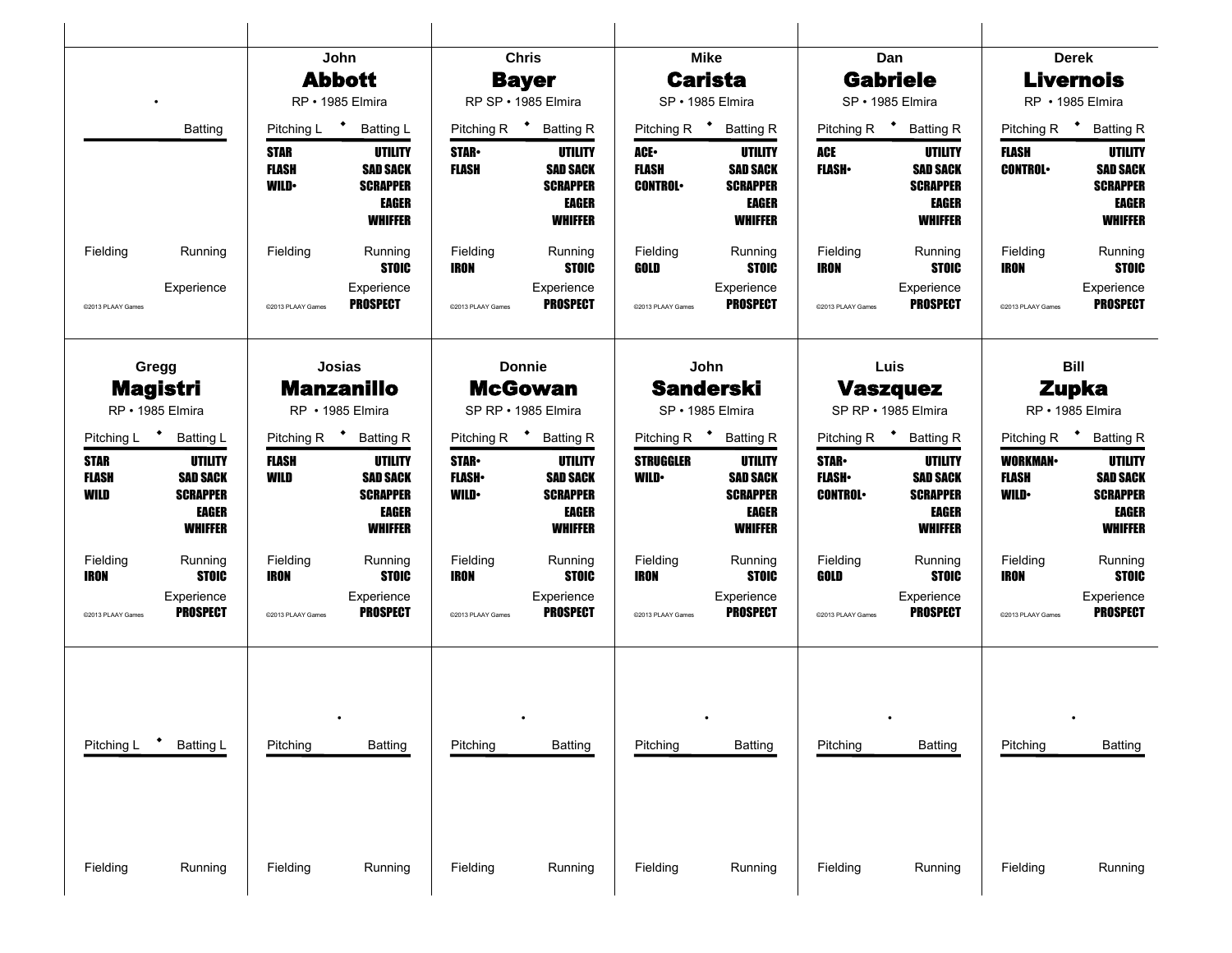| | | |
|---|---|---|
| • | | |
| | Batting | |
| Fielding | Running | |
| | Experience | |
| ©2013 PLAAY Games | | |

## John **Abbott**
RP • 1985 Elmira

| Pitching L | Batting L |
|---|---|
| **STAR** | **UTILITY** |
| **FLASH** | **SAD SACK** |
| **WILD•** | **SCRAPPER** |
| | **EAGER** |
| | **WHIFFER** |
| Fielding | Running |
| | **STOIC** |
| | Experience |
| ©2013 PLAAY Games | **PROSPECT** |

## Chris **Bayer**
RP SP • 1985 Elmira

| Pitching R | Batting R |
|---|---|
| **STAR•** | **UTILITY** |
| **FLASH** | **SAD SACK** |
| | **SCRAPPER** |
| | **EAGER** |
| | **WHIFFER** |
| Fielding | Running |
| **IRON** | **STOIC** |
| | Experience |
| ©2013 PLAAY Games | **PROSPECT** |

## Mike **Carista**
SP • 1985 Elmira

| Pitching R | Batting R |
|---|---|
| **ACE•** | **UTILITY** |
| **FLASH** | **SAD SACK** |
| **CONTROL•** | **SCRAPPER** |
| | **EAGER** |
| | **WHIFFER** |
| Fielding | Running |
| **GOLD** | **STOIC** |
| | Experience |
| ©2013 PLAAY Games | **PROSPECT** |

## Dan **Gabriele**
SP • 1985 Elmira

| Pitching R | Batting R |
|---|---|
| **ACE** | **UTILITY** |
| **FLASH•** | **SAD SACK** |
| | **SCRAPPER** |
| | **EAGER** |
| | **WHIFFER** |
| Fielding | Running |
| **IRON** | **STOIC** |
| | Experience |
| ©2013 PLAAY Games | **PROSPECT** |

## Derek **Livernois**
RP • 1985 Elmira

| Pitching R | Batting R |
|---|---|
| **FLASH** | **UTILITY** |
| **CONTROL•** | **SAD SACK** |
| | **SCRAPPER** |
| | **EAGER** |
| | **WHIFFER** |
| Fielding | Running |
| **IRON** | **STOIC** |
| | Experience |
| ©2013 PLAAY Games | **PROSPECT** |

## Gregg **Magistri**
RP • 1985 Elmira

| Pitching L | Batting L |
|---|---|
| **STAR** | **UTILITY** |
| **FLASH** | **SAD SACK** |
| **WILD** | **SCRAPPER** |
| | **EAGER** |
| | **WHIFFER** |
| Fielding | Running |
| **IRON** | **STOIC** |
| | Experience |
| ©2013 PLAAY Games | **PROSPECT** |

## Josias **Manzanillo**
RP • 1985 Elmira

| Pitching R | Batting R |
|---|---|
| **FLASH** | **UTILITY** |
| **WILD** | **SAD SACK** |
| | **SCRAPPER** |
| | **EAGER** |
| | **WHIFFER** |
| Fielding | Running |
| **IRON** | **STOIC** |
| | Experience |
| ©2013 PLAAY Games | **PROSPECT** |

## Donnie **McGowan**
SP RP • 1985 Elmira

| Pitching R | Batting R |
|---|---|
| **STAR•** | **UTILITY** |
| **FLASH•** | **SAD SACK** |
| **WILD•** | **SCRAPPER** |
| | **EAGER** |
| | **WHIFFER** |
| Fielding | Running |
| **IRON** | **STOIC** |
| | Experience |
| ©2013 PLAAY Games | **PROSPECT** |

## John **Sanderski**
SP • 1985 Elmira

| Pitching R | Batting R |
|---|---|
| **STRUGGLER** | **UTILITY** |
| **WILD•** | **SAD SACK** |
| | **SCRAPPER** |
| | **EAGER** |
| | **WHIFFER** |
| Fielding | Running |
| **IRON** | **STOIC** |
| | Experience |
| ©2013 PLAAY Games | **PROSPECT** |

## Luis **Vaszquez**
SP RP • 1985 Elmira

| Pitching R | Batting R |
|---|---|
| **STAR•** | **UTILITY** |
| **FLASH•** | **SAD SACK** |
| **CONTROL•** | **SCRAPPER** |
| | **EAGER** |
| | **WHIFFER** |
| Fielding | Running |
| **GOLD** | **STOIC** |
| | Experience |
| ©2013 PLAAY Games | **PROSPECT** |

## Bill **Zupka**
RP • 1985 Elmira

| Pitching R | Batting R |
|---|---|
| **WORKMAN•** | **UTILITY** |
| **FLASH** | **SAD SACK** |
| **WILD•** | **SCRAPPER** |
| | **EAGER** |
| | **WHIFFER** |
| Fielding | Running |
| **IRON** | **STOIC** |
| | Experience |
| ©2013 PLAAY Games | **PROSPECT** |

| Pitching L | Batting L |
|---|---|
| Fielding | Running |

| Pitching | Batting |
|---|---|
| Fielding | Running |

| Pitching | Batting |
|---|---|
| Fielding | Running |

| Pitching | Batting |
|---|---|
| Fielding | Running |

| Pitching | Batting |
|---|---|
| Fielding | Running |

| Pitching | Batting |
|---|---|
| Fielding | Running |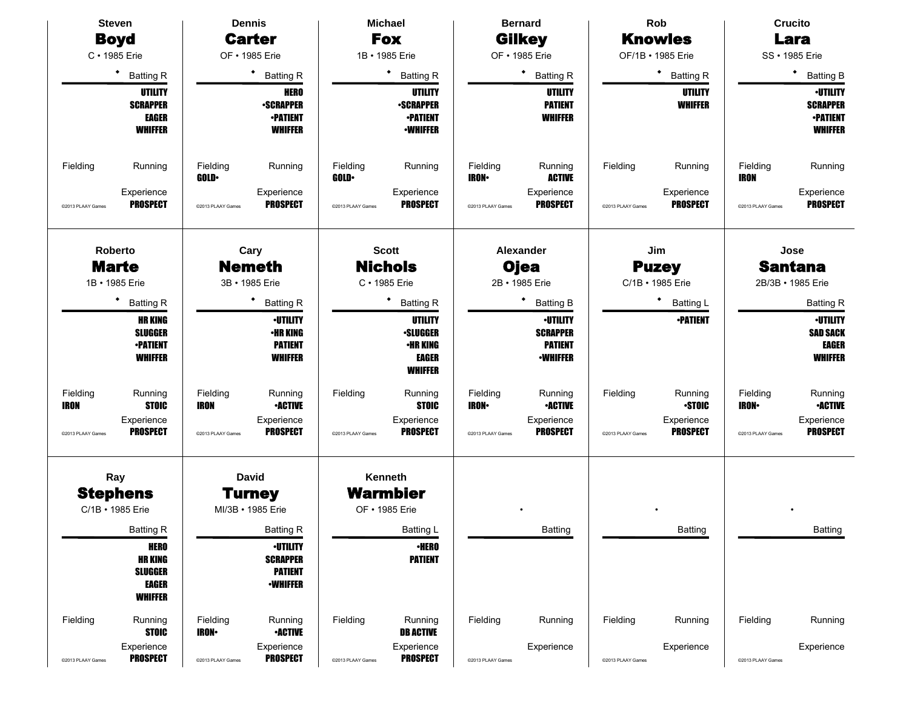## Steven **Boyd**
C • 1985 Erie

◆ Batting R

**UTILITY**
**SCRAPPER**
**EAGER**
**WHIFFER**

Fielding | Running

Experience **PROSPECT**

©2013 PLAAY Games

---

## Dennis **Carter**
OF • 1985 Erie

◆ Batting R

**HERO**
**•SCRAPPER**
**•PATIENT**
**WHIFFER**

Fielding **GOLD•** | Running

Experience **PROSPECT**

©2013 PLAAY Games

---

## Michael **Fox**
1B • 1985 Erie

◆ Batting R

**UTILITY**
**•SCRAPPER**
**•PATIENT**
**•WHIFFER**

Fielding **GOLD•** | Running

Experience **PROSPECT**

©2013 PLAAY Games

---

## Bernard **Gilkey**
OF • 1985 Erie

◆ Batting R

**UTILITY**
**PATIENT**
**WHIFFER**

Fielding **IRON•** | Running **ACTIVE**

Experience **PROSPECT**

©2013 PLAAY Games

---

## Rob **Knowles**
OF/1B • 1985 Erie

◆ Batting R

**UTILITY**
**WHIFFER**

Fielding | Running

Experience **PROSPECT**

©2013 PLAAY Games

---

## Crucito **Lara**
SS • 1985 Erie

◆ Batting B

**•UTILITY**
**SCRAPPER**
**•PATIENT**
**WHIFFER**

Fielding **IRON** | Running

Experience **PROSPECT**

©2013 PLAAY Games

---

## Roberto **Marte**
1B • 1985 Erie

◆ Batting R

**HR KING**
**SLUGGER**
**•PATIENT**
**WHIFFER**

Fielding **IRON** | Running **STOIC**

Experience **PROSPECT**

©2013 PLAAY Games

---

## Cary **Nemeth**
3B • 1985 Erie

◆ Batting R

**•UTILITY**
**•HR KING**
**PATIENT**
**WHIFFER**

Fielding **IRON** | Running **•ACTIVE**

Experience **PROSPECT**

©2013 PLAAY Games

---

## Scott **Nichols**
C • 1985 Erie

◆ Batting R

**UTILITY**
**•SLUGGER**
**•HR KING**
**EAGER**
**WHIFFER**

Fielding | Running **STOIC**

Experience **PROSPECT**

©2013 PLAAY Games

---

## Alexander **Ojea**
2B • 1985 Erie

◆ Batting B

**•UTILITY**
**SCRAPPER**
**PATIENT**
**•WHIFFER**

Fielding **IRON•** | Running **•ACTIVE**

Experience **PROSPECT**

©2013 PLAAY Games

---

## Jim **Puzey**
C/1B • 1985 Erie

◆ Batting L

**•PATIENT**

Fielding | Running **•STOIC**

Experience **PROSPECT**

©2013 PLAAY Games

---

## Jose **Santana**
2B/3B • 1985 Erie

Batting R

**•UTILITY**
**SAD SACK**
**EAGER**
**WHIFFER**

Fielding **IRON•** | Running **•ACTIVE**

Experience **PROSPECT**

©2013 PLAAY Games

---

## Ray **Stephens**
C/1B • 1985 Erie

Batting R

**HERO**
**HR KING**
**SLUGGER**
**EAGER**
**WHIFFER**

Fielding | Running **STOIC**

Experience **PROSPECT**

©2013 PLAAY Games

---

## David **Turney**
MI/3B • 1985 Erie

Batting R

**•UTILITY**
**SCRAPPER**
**PATIENT**
**•WHIFFER**

Fielding **IRON•** | Running **•ACTIVE**

Experience **PROSPECT**

©2013 PLAAY Games

---

## Kenneth **Warmbier**
OF • 1985 Erie

Batting L

**•HERO**
**PATIENT**

Fielding | Running **DB ACTIVE**

Experience **PROSPECT**

©2013 PLAAY Games

---

•

Batting

Fielding | Running

Experience

©2013 PLAAY Games

---

•

Batting

Fielding | Running

Experience

©2013 PLAAY Games

---

•

Batting

Fielding | Running

Experience

©2013 PLAAY Games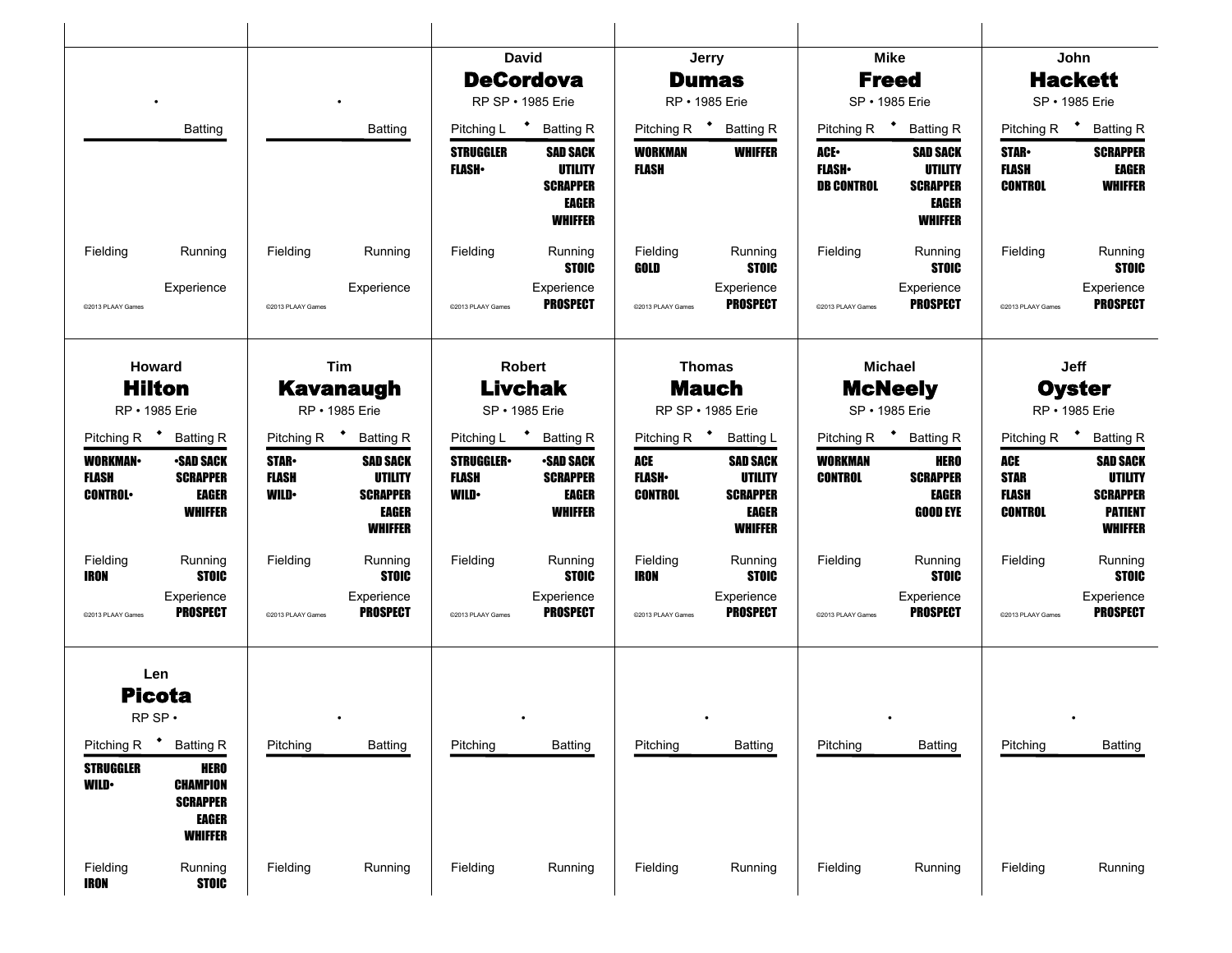| | | David **DeCordova** RP SP • 1985 Erie | Jerry **Dumas** RP • 1985 Erie | Mike **Freed** SP • 1985 Erie | John **Hackett** SP • 1985 Erie |
|---|---|---|---|---|---|
| • | • | | | | |
| Batting | Batting | Pitching L • Batting R | Pitching R • Batting R | Pitching R • Batting R | Pitching R • Batting R |
| | | **STRUGGLER** / **FLASH•** — **SAD SACK** / **UTILITY** / **SCRAPPER** / **EAGER** / **WHIFFER** | **WORKMAN** / **FLASH** — **WHIFFER** | **ACE•** / **FLASH•** / **DB CONTROL** — **SAD SACK** / **UTILITY** / **SCRAPPER** / **EAGER** / **WHIFFER** | **STAR•** / **FLASH** / **CONTROL** — **SCRAPPER** / **EAGER** / **WHIFFER** |
| Fielding — Running | Fielding — Running | Fielding — Running **STOIC** | Fielding **GOLD** — Running **STOIC** | Fielding — Running **STOIC** | Fielding — Running **STOIC** |
| Experience | Experience | Experience **PROSPECT** | Experience **PROSPECT** | Experience **PROSPECT** | Experience **PROSPECT** |
| ©2013 PLAAY Games | ©2013 PLAAY Games | ©2013 PLAAY Games | ©2013 PLAAY Games | ©2013 PLAAY Games | ©2013 PLAAY Games |

| Howard **Hilton** RP • 1985 Erie | Tim **Kavanaugh** RP • 1985 Erie | Robert **Livchak** SP • 1985 Erie | Thomas **Mauch** RP SP • 1985 Erie | Michael **McNeely** SP • 1985 Erie | Jeff **Oyster** RP • 1985 Erie |
|---|---|---|---|---|---|
| Pitching R • Batting R | Pitching R • Batting R | Pitching L • Batting R | Pitching R • Batting L | Pitching R • Batting R | Pitching R • Batting R |
| **WORKMAN•** / **FLASH** / **CONTROL•** — **•SAD SACK** / **SCRAPPER** / **EAGER** / **WHIFFER** | **STAR•** / **FLASH** / **WILD•** — **SAD SACK** / **UTILITY** / **SCRAPPER** / **EAGER** / **WHIFFER** | **STRUGGLER•** / **FLASH** / **WILD•** — **•SAD SACK** / **SCRAPPER** / **EAGER** / **WHIFFER** | **ACE** / **FLASH•** / **CONTROL** — **SAD SACK** / **UTILITY** / **SCRAPPER** / **EAGER** / **WHIFFER** | **WORKMAN** / **CONTROL** — **HERO** / **SCRAPPER** / **EAGER** / **GOOD EYE** | **ACE** / **STAR** / **FLASH** / **CONTROL** — **SAD SACK** / **UTILITY** / **SCRAPPER** / **PATIENT** / **WHIFFER** |
| Fielding **IRON** — Running **STOIC** | Fielding — Running **STOIC** | Fielding — Running **STOIC** | Fielding **IRON** — Running **STOIC** | Fielding — Running **STOIC** | Fielding — Running **STOIC** |
| Experience **PROSPECT** | Experience **PROSPECT** | Experience **PROSPECT** | Experience **PROSPECT** | Experience **PROSPECT** | Experience **PROSPECT** |
| ©2013 PLAAY Games | ©2013 PLAAY Games | ©2013 PLAAY Games | ©2013 PLAAY Games | ©2013 PLAAY Games | ©2013 PLAAY Games |

| Len **Picota** RP SP • | • | • | • | • | • |
|---|---|---|---|---|---|
| Pitching R • Batting R | Pitching — Batting | Pitching — Batting | Pitching — Batting | Pitching — Batting | Pitching — Batting |
| **STRUGGLER** / **WILD•** — **HERO** / **CHAMPION** / **SCRAPPER** / **EAGER** / **WHIFFER** | | | | | |
| Fielding **IRON** — Running **STOIC** | Fielding — Running | Fielding — Running | Fielding — Running | Fielding — Running | Fielding — Running |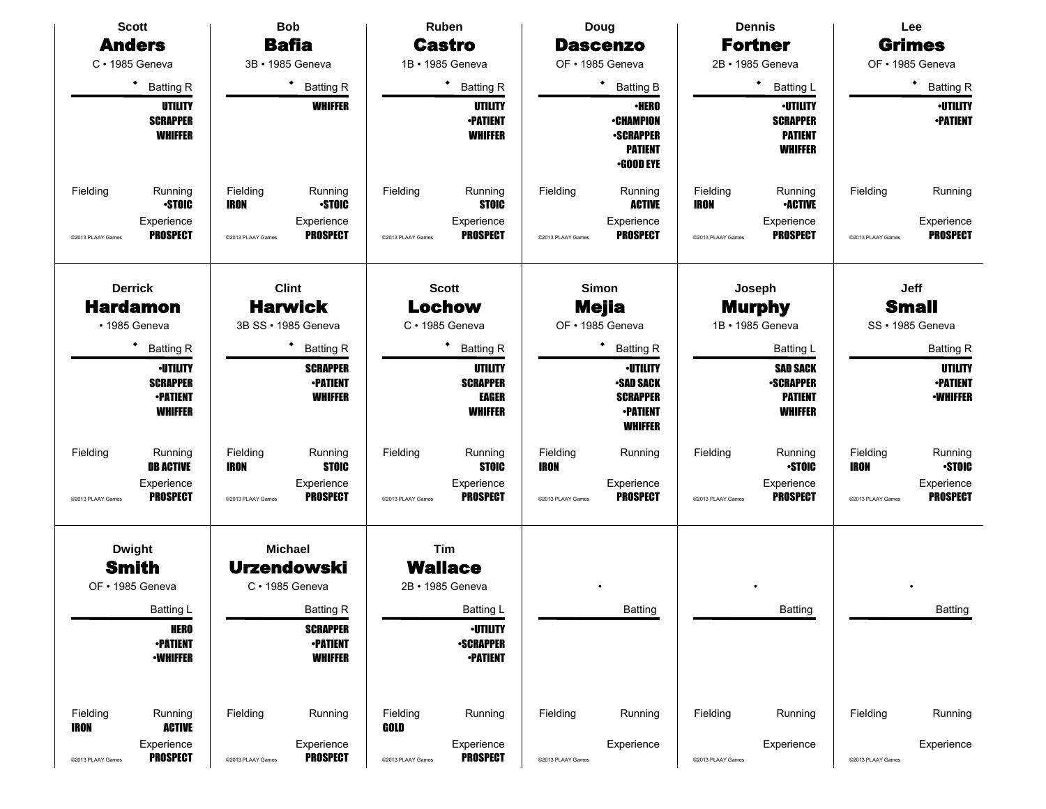### Scott
## Anders
C • 1985 Geneva

• Batting R

**UTILITY**
**SCRAPPER**
**WHIFFER**

Fielding

Running **•STOIC**

Experience **PROSPECT**

©2013 PLAAY Games

---

### Bob
## Bafia
3B • 1985 Geneva

• Batting R

**WHIFFER**

Fielding **IRON**

Running **•STOIC**

Experience **PROSPECT**

©2013 PLAAY Games

---

### Ruben
## Castro
1B • 1985 Geneva

• Batting R

**UTILITY**
**•PATIENT**
**WHIFFER**

Fielding

Running **STOIC**

Experience **PROSPECT**

©2013 PLAAY Games

---

### Doug
## Dascenzo
OF • 1985 Geneva

• Batting B

**•HERO**
**•CHAMPION**
**•SCRAPPER**
**PATIENT**
**•GOOD EYE**

Fielding

Running **ACTIVE**

Experience **PROSPECT**

©2013 PLAAY Games

---

### Dennis
## Fortner
2B • 1985 Geneva

• Batting L

**•UTILITY**
**SCRAPPER**
**PATIENT**
**WHIFFER**

Fielding **IRON**

Running **•ACTIVE**

Experience **PROSPECT**

©2013 PLAAY Games

---

### Lee
## Grimes
OF • 1985 Geneva

• Batting R

**•UTILITY**
**•PATIENT**

Fielding

Running

Experience **PROSPECT**

©2013 PLAAY Games

---

### Derrick
## Hardamon
• 1985 Geneva

• Batting R

**•UTILITY**
**SCRAPPER**
**•PATIENT**
**WHIFFER**

Fielding

Running **DB ACTIVE**

Experience **PROSPECT**

©2013 PLAAY Games

---

### Clint
## Harwick
3B SS • 1985 Geneva

• Batting R

**SCRAPPER**
**•PATIENT**
**WHIFFER**

Fielding **IRON**

Running **STOIC**

Experience **PROSPECT**

©2013 PLAAY Games

---

### Scott
## Lochow
C • 1985 Geneva

• Batting R

**UTILITY**
**SCRAPPER**
**EAGER**
**WHIFFER**

Fielding

Running **STOIC**

Experience **PROSPECT**

©2013 PLAAY Games

---

### Simon
## Mejia
OF • 1985 Geneva

• Batting R

**•UTILITY**
**•SAD SACK**
**SCRAPPER**
**•PATIENT**
**WHIFFER**

Fielding **IRON**

Running

Experience **PROSPECT**

©2013 PLAAY Games

---

### Joseph
## Murphy
1B • 1985 Geneva

Batting L

**SAD SACK**
**•SCRAPPER**
**PATIENT**
**WHIFFER**

Fielding

Running **•STOIC**

Experience **PROSPECT**

©2013 PLAAY Games

---

### Jeff
## Small
SS • 1985 Geneva

Batting R

**UTILITY**
**•PATIENT**
**•WHIFFER**

Fielding **IRON**

Running **•STOIC**

Experience **PROSPECT**

©2013 PLAAY Games

---

### Dwight
## Smith
OF • 1985 Geneva

Batting L

**HERO**
**•PATIENT**
**•WHIFFER**

Fielding **IRON**

Running **ACTIVE**

Experience **PROSPECT**

©2013 PLAAY Games

---

### Michael
## Urzendowski
C • 1985 Geneva

Batting R

**SCRAPPER**
**•PATIENT**
**WHIFFER**

Fielding

Running

Experience **PROSPECT**

©2013 PLAAY Games

---

### Tim
## Wallace
2B • 1985 Geneva

Batting L

**•UTILITY**
**•SCRAPPER**
**•PATIENT**

Fielding **GOLD**

Running

Experience **PROSPECT**

©2013 PLAAY Games

---

•

Batting

Fielding

Running

Experience

©2013 PLAAY Games

---

•

Batting

Fielding

Running

Experience

©2013 PLAAY Games

---

•

Batting

Fielding

Running

Experience

©2013 PLAAY Games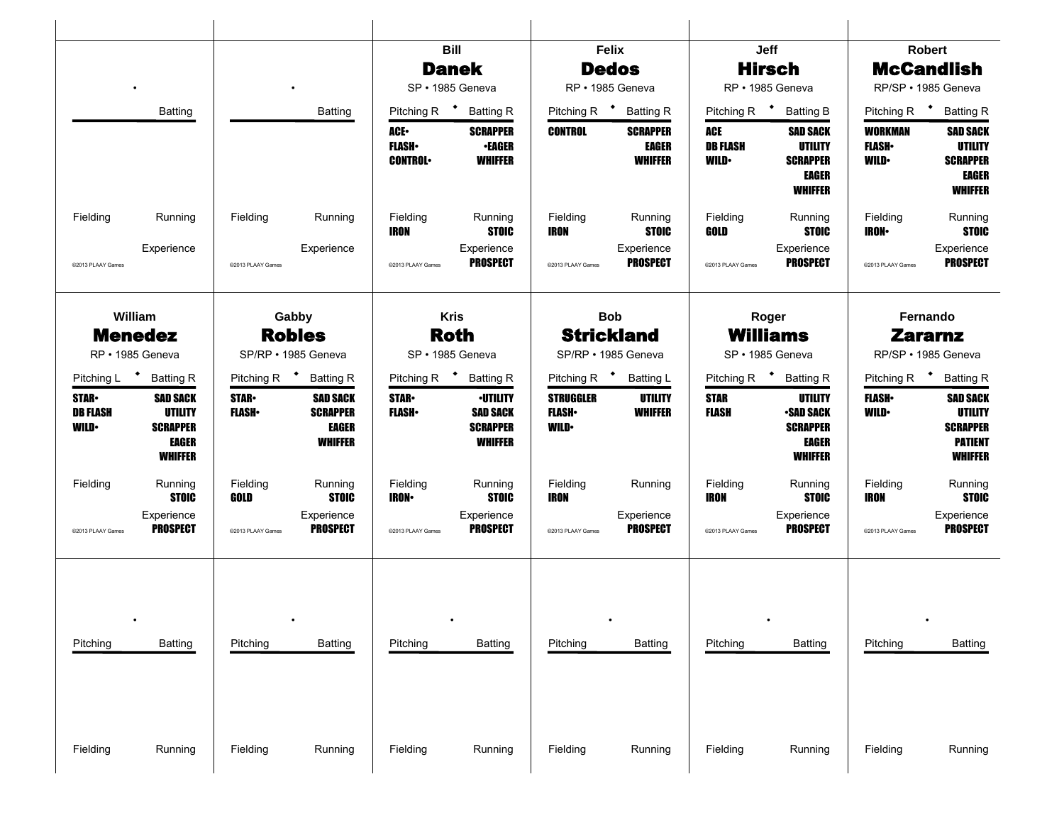| | | | | | |
|---|---|---|---|---|---|
| • | • | **Bill Danek** | **Felix Dedos** | **Jeff Hirsch** | **Robert McCandlish** |
| | | SP • 1985 Geneva | RP • 1985 Geneva | RP • 1985 Geneva | RP/SP • 1985 Geneva |
| Batting | Batting | Pitching R • Batting R | Pitching R • Batting R | Pitching R • Batting B | Pitching R • Batting R |
| | | ACE• / FLASH• / CONTROL• — SCRAPPER / •EAGER / WHIFFER | CONTROL — SCRAPPER / EAGER / WHIFFER | ACE / DB FLASH / WILD• — SAD SACK / UTILITY / SCRAPPER / EAGER / WHIFFER | WORKMAN / FLASH• / WILD• — SAD SACK / UTILITY / SCRAPPER / EAGER / WHIFFER |
| Fielding / Running | Fielding / Running | Fielding: IRON / Running: STOIC | Fielding: IRON / Running: STOIC | Fielding: GOLD / Running: STOIC | Fielding: IRON• / Running: STOIC |
| Experience | Experience | Experience: PROSPECT | Experience: PROSPECT | Experience: PROSPECT | Experience: PROSPECT |
| ©2013 PLAAY Games | ©2013 PLAAY Games | ©2013 PLAAY Games | ©2013 PLAAY Games | ©2013 PLAAY Games | ©2013 PLAAY Games |

| | | | | | |
|---|---|---|---|---|---|
| **William Menedez** | **Gabby Robles** | **Kris Roth** | **Bob Strickland** | **Roger Williams** | **Fernando Zararnz** |
| RP • 1985 Geneva | SP/RP • 1985 Geneva | SP • 1985 Geneva | SP/RP • 1985 Geneva | SP • 1985 Geneva | RP/SP • 1985 Geneva |
| Pitching L • Batting R | Pitching R • Batting R | Pitching R • Batting R | Pitching R • Batting L | Pitching R • Batting R | Pitching R • Batting R |
| STAR• / DB FLASH / WILD• — SAD SACK / UTILITY / SCRAPPER / EAGER / WHIFFER | STAR• / FLASH• — SAD SACK / SCRAPPER / EAGER / WHIFFER | STAR• / FLASH• — •UTILITY / SAD SACK / SCRAPPER / WHIFFER | STRUGGLER / FLASH• / WILD• — UTILITY / WHIFFER | STAR / FLASH — UTILITY / •SAD SACK / SCRAPPER / EAGER / WHIFFER | FLASH• / WILD• — SAD SACK / UTILITY / SCRAPPER / PATIENT / WHIFFER |
| Fielding: / Running: STOIC | Fielding: GOLD / Running: STOIC | Fielding: IRON• / Running: STOIC | Fielding: IRON / Running: | Fielding: IRON / Running: STOIC | Fielding: IRON / Running: STOIC |
| Experience: PROSPECT | Experience: PROSPECT | Experience: PROSPECT | Experience: PROSPECT | Experience: PROSPECT | Experience: PROSPECT |
| ©2013 PLAAY Games | ©2013 PLAAY Games | ©2013 PLAAY Games | ©2013 PLAAY Games | ©2013 PLAAY Games | ©2013 PLAAY Games |

| | | | | | |
|---|---|---|---|---|---|
| • | • | • | • | • | • |
| Pitching / Batting | Pitching / Batting | Pitching / Batting | Pitching / Batting | Pitching / Batting | Pitching / Batting |
| Fielding / Running | Fielding / Running | Fielding / Running | Fielding / Running | Fielding / Running | Fielding / Running |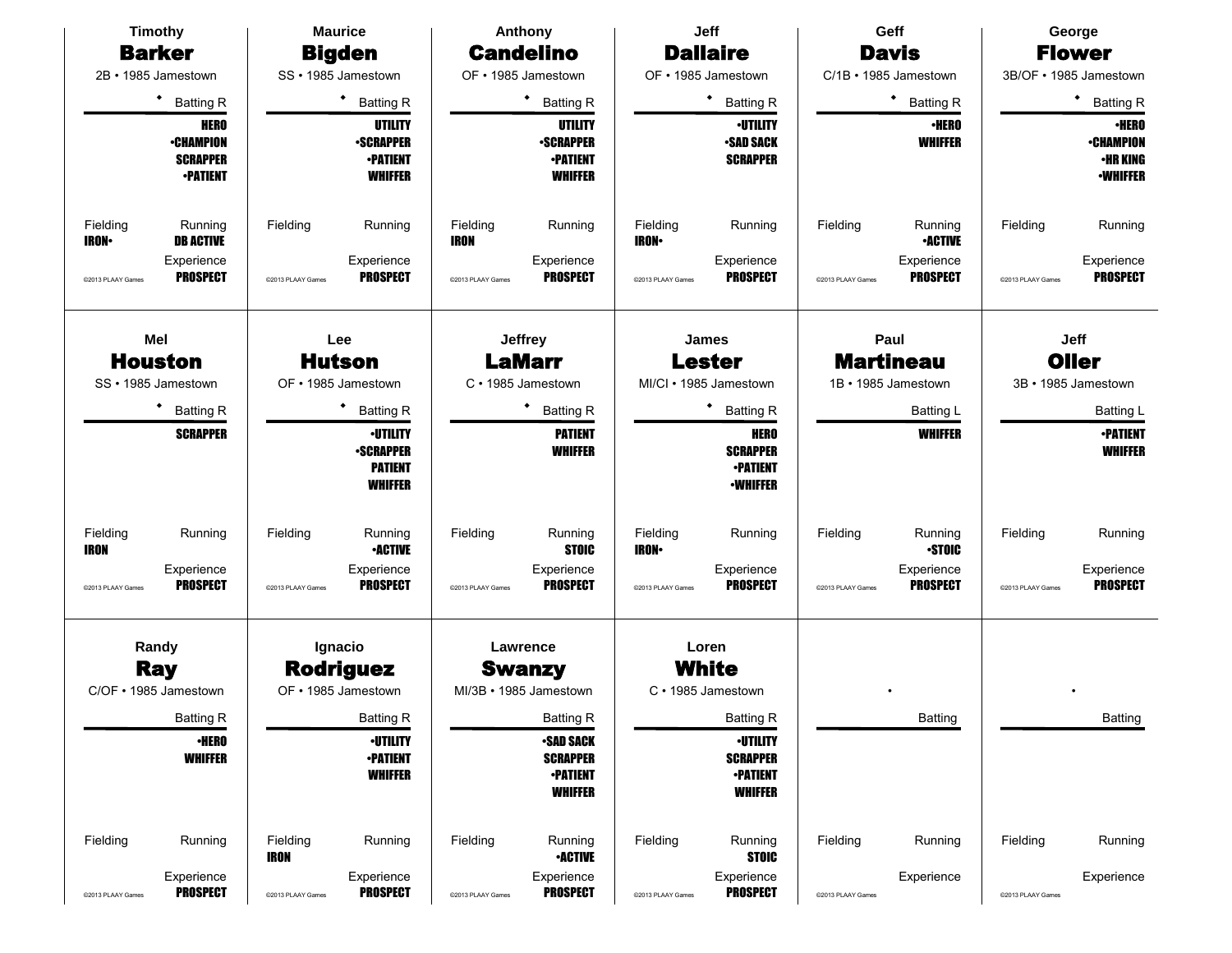## Timothy **Barker**

2B • 1985 Jamestown

◆ Batting R

**HERO**
**•CHAMPION**
**SCRAPPER**
**•PATIENT**

Fielding: **IRON•**
Running: **DB ACTIVE**
Experience: **PROSPECT**

©2013 PLAAY Games

## Maurice **Bigden**

SS • 1985 Jamestown

◆ Batting R

**UTILITY**
**•SCRAPPER**
**•PATIENT**
**WHIFFER**

Fielding:
Running:
Experience: **PROSPECT**

©2013 PLAAY Games

## Anthony **Candelino**

OF • 1985 Jamestown

◆ Batting R

**UTILITY**
**•SCRAPPER**
**•PATIENT**
**WHIFFER**

Fielding: **IRON**
Running:
Experience: **PROSPECT**

©2013 PLAAY Games

## Jeff **Dallaire**

OF • 1985 Jamestown

◆ Batting R

**•UTILITY**
**•SAD SACK**
**SCRAPPER**

Fielding: **IRON•**
Running:
Experience: **PROSPECT**

©2013 PLAAY Games

## Geff **Davis**

C/1B • 1985 Jamestown

◆ Batting R

**•HERO**
**WHIFFER**

Fielding:
Running: **•ACTIVE**
Experience: **PROSPECT**

©2013 PLAAY Games

## George **Flower**

3B/OF • 1985 Jamestown

◆ Batting R

**•HERO**
**•CHAMPION**
**•HR KING**
**•WHIFFER**

Fielding:
Running:
Experience: **PROSPECT**

©2013 PLAAY Games

## Mel **Houston**

SS • 1985 Jamestown

◆ Batting R

**SCRAPPER**

Fielding: **IRON**
Running:
Experience: **PROSPECT**

©2013 PLAAY Games

## Lee **Hutson**

OF • 1985 Jamestown

◆ Batting R

**•UTILITY**
**•SCRAPPER**
**PATIENT**
**WHIFFER**

Fielding:
Running: **•ACTIVE**
Experience: **PROSPECT**

©2013 PLAAY Games

## Jeffrey **LaMarr**

C • 1985 Jamestown

◆ Batting R

**PATIENT**
**WHIFFER**

Fielding:
Running: **STOIC**
Experience: **PROSPECT**

©2013 PLAAY Games

## James **Lester**

MI/CI • 1985 Jamestown

◆ Batting R

**HERO**
**SCRAPPER**
**•PATIENT**
**•WHIFFER**

Fielding: **IRON•**
Running:
Experience: **PROSPECT**

©2013 PLAAY Games

## Paul **Martineau**

1B • 1985 Jamestown

Batting L

**WHIFFER**

Fielding:
Running: **•STOIC**
Experience: **PROSPECT**

©2013 PLAAY Games

## Jeff **Oller**

3B • 1985 Jamestown

Batting L

**•PATIENT**
**WHIFFER**

Fielding:
Running:
Experience: **PROSPECT**

©2013 PLAAY Games

## Randy **Ray**

C/OF • 1985 Jamestown

Batting R

**•HERO**
**WHIFFER**

Fielding:
Running:
Experience: **PROSPECT**

©2013 PLAAY Games

## Ignacio **Rodriguez**

OF • 1985 Jamestown

Batting R

**•UTILITY**
**•PATIENT**
**WHIFFER**

Fielding: **IRON**
Running:
Experience: **PROSPECT**

©2013 PLAAY Games

## Lawrence **Swanzy**

MI/3B • 1985 Jamestown

Batting R

**•SAD SACK**
**SCRAPPER**
**•PATIENT**
**WHIFFER**

Fielding:
Running: **•ACTIVE**
Experience: **PROSPECT**

©2013 PLAAY Games

## Loren **White**

C • 1985 Jamestown

Batting R

**•UTILITY**
**SCRAPPER**
**•PATIENT**
**WHIFFER**

Fielding:
Running: **STOIC**
Experience: **PROSPECT**

©2013 PLAAY Games

•

Batting

Fielding:
Running:
Experience:

©2013 PLAAY Games

•

Batting

Fielding:
Running:
Experience:

©2013 PLAAY Games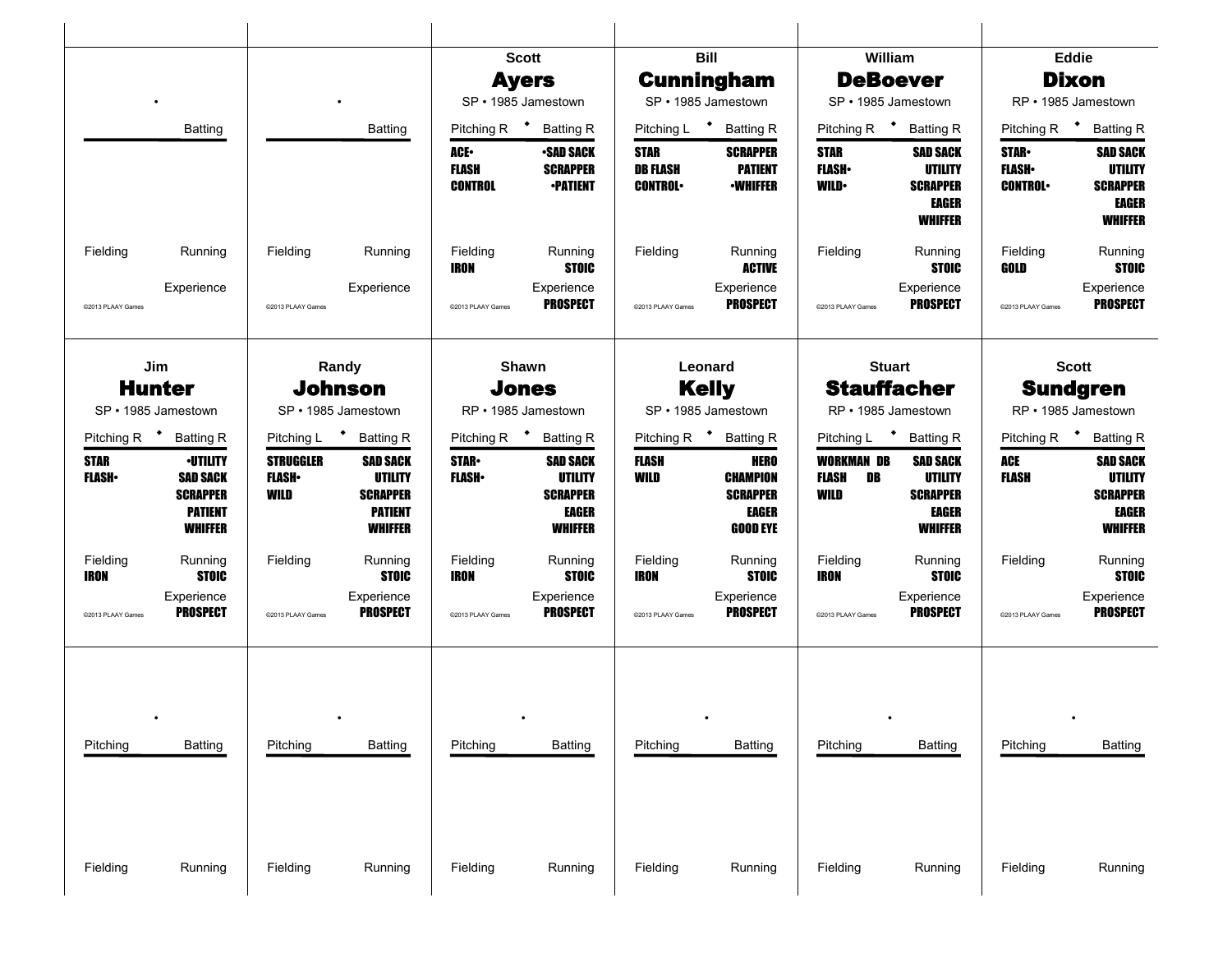### Scott Ayers
SP • 1985 Jamestown

| Pitching R | Batting R |
|---|---|
| ACE• | •SAD SACK |
| FLASH | SCRAPPER |
| CONTROL | •PATIENT |

Fielding: IRON
Running: STOIC
Experience: PROSPECT

©2013 PLAAY Games

### Bill Cunningham
SP • 1985 Jamestown

| Pitching L | Batting R |
|---|---|
| STAR | SCRAPPER |
| DB FLASH | PATIENT |
| CONTROL• | •WHIFFER |

Fielding:
Running: ACTIVE
Experience: PROSPECT

©2013 PLAAY Games

### William DeBoever
SP • 1985 Jamestown

| Pitching R | Batting R |
|---|---|
| STAR | SAD SACK |
| FLASH• | UTILITY |
| WILD• | SCRAPPER |
| | EAGER |
| | WHIFFER |

Fielding:
Running: STOIC
Experience: PROSPECT

©2013 PLAAY Games

### Eddie Dixon
RP • 1985 Jamestown

| Pitching R | Batting R |
|---|---|
| STAR• | SAD SACK |
| FLASH• | UTILITY |
| CONTROL• | SCRAPPER |
| | EAGER |
| | WHIFFER |

Fielding: GOLD
Running: STOIC
Experience: PROSPECT

©2013 PLAAY Games

### Jim Hunter
SP • 1985 Jamestown

| Pitching R | Batting R |
|---|---|
| STAR | •UTILITY |
| FLASH• | SAD SACK |
| | SCRAPPER |
| | PATIENT |
| | WHIFFER |

Fielding: IRON
Running: STOIC
Experience: PROSPECT

©2013 PLAAY Games

### Randy Johnson
SP • 1985 Jamestown

| Pitching L | Batting R |
|---|---|
| STRUGGLER | SAD SACK |
| FLASH• | UTILITY |
| WILD | SCRAPPER |
| | PATIENT |
| | WHIFFER |

Fielding:
Running: STOIC
Experience: PROSPECT

©2013 PLAAY Games

### Shawn Jones
RP • 1985 Jamestown

| Pitching R | Batting R |
|---|---|
| STAR• | SAD SACK |
| FLASH• | UTILITY |
| | SCRAPPER |
| | EAGER |
| | WHIFFER |

Fielding: IRON
Running: STOIC
Experience: PROSPECT

©2013 PLAAY Games

### Leonard Kelly
SP • 1985 Jamestown

| Pitching R | Batting R |
|---|---|
| FLASH | HERO |
| WILD | CHAMPION |
| | SCRAPPER |
| | EAGER |
| | GOOD EYE |

Fielding: IRON
Running: STOIC
Experience: PROSPECT

©2013 PLAAY Games

### Stuart Stauffacher
RP • 1985 Jamestown

| Pitching L | Batting R |
|---|---|
| WORKMAN DB | SAD SACK |
| FLASH DB | UTILITY |
| WILD | SCRAPPER |
| | EAGER |
| | WHIFFER |

Fielding: IRON
Running: STOIC
Experience: PROSPECT

©2013 PLAAY Games

### Scott Sundgren
RP • 1985 Jamestown

| Pitching R | Batting R |
|---|---|
| ACE | SAD SACK |
| FLASH | UTILITY |
| | SCRAPPER |
| | EAGER |
| | WHIFFER |

Fielding:
Running: STOIC
Experience: PROSPECT

©2013 PLAAY Games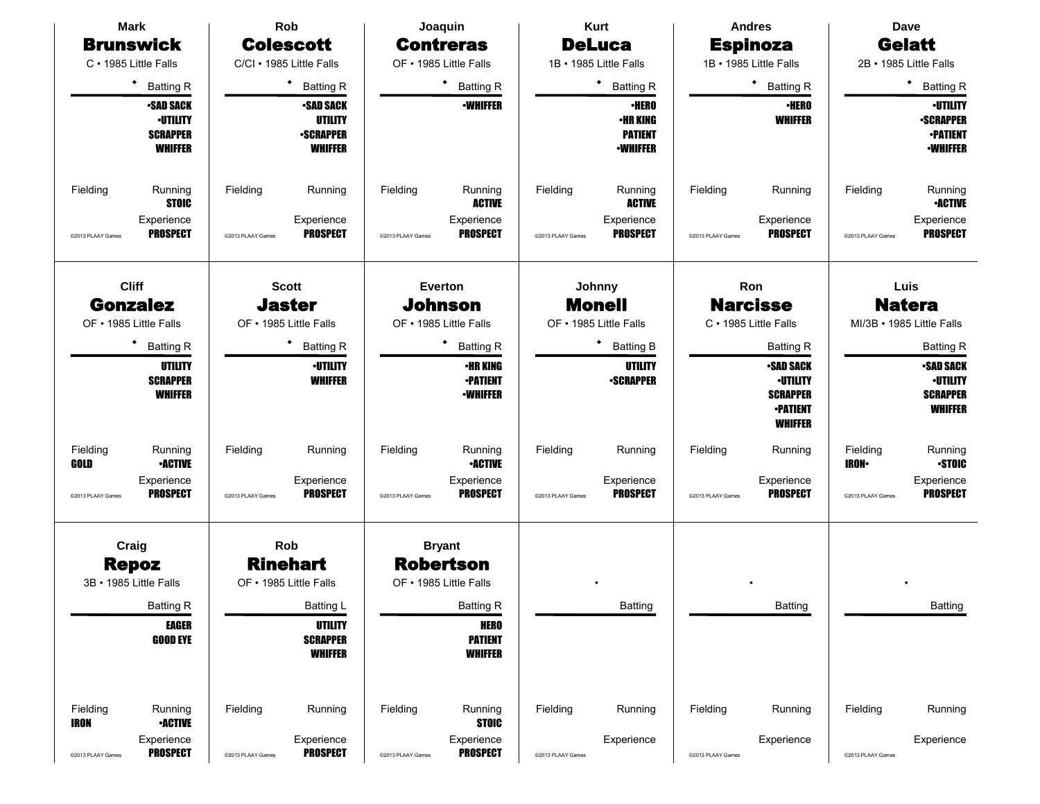### Mark Brunswick
C • 1985 Little Falls

Batting R

- •SAD SACK
- •UTILITY
- SCRAPPER
- WHIFFER

Fielding

Running: STOIC

Experience: PROSPECT

©2013 PLAAY Games

### Rob Colescott
C/CI • 1985 Little Falls

Batting R

- •SAD SACK
- UTILITY
- •SCRAPPER
- WHIFFER

Fielding

Running

Experience: PROSPECT

©2013 PLAAY Games

### Joaquin Contreras
OF • 1985 Little Falls

Batting R

- •WHIFFER

Fielding

Running: ACTIVE

Experience: PROSPECT

©2013 PLAAY Games

### Kurt DeLuca
1B • 1985 Little Falls

Batting R

- •HERO
- •HR KING
- PATIENT
- •WHIFFER

Fielding

Running: ACTIVE

Experience: PROSPECT

©2013 PLAAY Games

### Andres Espinoza
1B • 1985 Little Falls

Batting R

- •HERO
- WHIFFER

Fielding

Running

Experience: PROSPECT

©2013 PLAAY Games

### Dave Gelatt
2B • 1985 Little Falls

Batting R

- •UTILITY
- •SCRAPPER
- •PATIENT
- •WHIFFER

Fielding

Running: •ACTIVE

Experience: PROSPECT

©2013 PLAAY Games

### Cliff Gonzalez
OF • 1985 Little Falls

Batting R

- UTILITY
- SCRAPPER
- WHIFFER

Fielding: GOLD

Running: •ACTIVE

Experience: PROSPECT

©2013 PLAAY Games

### Scott Jaster
OF • 1985 Little Falls

Batting R

- •UTILITY
- WHIFFER

Fielding

Running

Experience: PROSPECT

©2013 PLAAY Games

### Everton Johnson
OF • 1985 Little Falls

Batting R

- •HR KING
- •PATIENT
- •WHIFFER

Fielding

Running: •ACTIVE

Experience: PROSPECT

©2013 PLAAY Games

### Johnny Monell
OF • 1985 Little Falls

Batting B

- UTILITY
- •SCRAPPER

Fielding

Running

Experience: PROSPECT

©2013 PLAAY Games

### Ron Narcisse
C • 1985 Little Falls

Batting R

- •SAD SACK
- •UTILITY
- SCRAPPER
- •PATIENT
- WHIFFER

Fielding

Running

Experience: PROSPECT

©2013 PLAAY Games

### Luis Natera
MI/3B • 1985 Little Falls

Batting R

- •SAD SACK
- •UTILITY
- SCRAPPER
- WHIFFER

Fielding: IRON•

Running: •STOIC

Experience: PROSPECT

©2013 PLAAY Games

### Craig Repoz
3B • 1985 Little Falls

Batting R

- EAGER
- GOOD EYE

Fielding: IRON

Running: •ACTIVE

Experience: PROSPECT

©2013 PLAAY Games

### Rob Rinehart
OF • 1985 Little Falls

Batting L

- UTILITY
- SCRAPPER
- WHIFFER

Fielding

Running

Experience: PROSPECT

©2013 PLAAY Games

### Bryant Robertson
OF • 1985 Little Falls

Batting R

- HERO
- PATIENT
- WHIFFER

Fielding

Running: STOIC

Experience: PROSPECT

©2013 PLAAY Games

---

•

Batting

Fielding

Running

Experience

©2013 PLAAY Games

---

•

Batting

Fielding

Running

Experience

©2013 PLAAY Games

---

•

Batting

Fielding

Running

Experience

©2013 PLAAY Games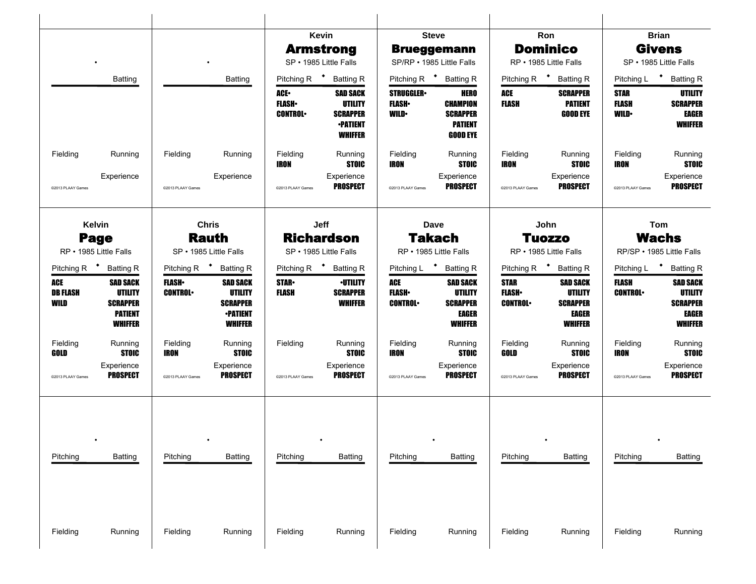## Blank card

Batting

Fielding | Running

Experience

©2013 PLAAY Games

## Blank card

Batting

Fielding | Running

Experience

©2013 PLAAY Games

## Kevin **Armstrong**

SP • 1985 Little Falls

Pitching R • Batting R

| Pitching | Batting |
|---|---|
| ACE• | SAD SACK |
| FLASH• | UTILITY |
| CONTROL• | SCRAPPER |
| | •PATIENT |
| | WHIFFER |

Fielding: IRON
Running: STOIC
Experience: PROSPECT

©2013 PLAAY Games

## Steve **Brueggemann**

SP/RP • 1985 Little Falls

Pitching R • Batting R

| Pitching | Batting |
|---|---|
| STRUGGLER• | HERO |
| FLASH• | CHAMPION |
| WILD• | SCRAPPER |
| | PATIENT |
| | GOOD EYE |

Fielding: IRON
Running: STOIC
Experience: PROSPECT

©2013 PLAAY Games

## Ron **Dominico**

RP • 1985 Little Falls

Pitching R • Batting R

| Pitching | Batting |
|---|---|
| ACE | SCRAPPER |
| FLASH | PATIENT |
| | GOOD EYE |

Fielding: IRON
Running: STOIC
Experience: PROSPECT

©2013 PLAAY Games

## Brian **Givens**

SP • 1985 Little Falls

Pitching L • Batting R

| Pitching | Batting |
|---|---|
| STAR | UTILITY |
| FLASH | SCRAPPER |
| WILD• | EAGER |
| | WHIFFER |

Fielding: IRON
Running: STOIC
Experience: PROSPECT

©2013 PLAAY Games

## Kelvin **Page**

RP • 1985 Little Falls

Pitching R • Batting R

| Pitching | Batting |
|---|---|
| ACE | SAD SACK |
| DB FLASH | UTILITY |
| WILD | SCRAPPER |
| | PATIENT |
| | WHIFFER |

Fielding: GOLD
Running: STOIC
Experience: PROSPECT

©2013 PLAAY Games

## Chris **Rauth**

SP • 1985 Little Falls

Pitching R • Batting R

| Pitching | Batting |
|---|---|
| FLASH• | SAD SACK |
| CONTROL• | UTILITY |
| | SCRAPPER |
| | •PATIENT |
| | WHIFFER |

Fielding: IRON
Running: STOIC
Experience: PROSPECT

©2013 PLAAY Games

## Jeff **Richardson**

SP • 1985 Little Falls

Pitching R • Batting R

| Pitching | Batting |
|---|---|
| STAR• | •UTILITY |
| FLASH | SCRAPPER |
| | WHIFFER |

Fielding:
Running: STOIC
Experience: PROSPECT

©2013 PLAAY Games

## Dave **Takach**

RP • 1985 Little Falls

Pitching L • Batting R

| Pitching | Batting |
|---|---|
| ACE | SAD SACK |
| FLASH• | UTILITY |
| CONTROL• | SCRAPPER |
| | EAGER |
| | WHIFFER |

Fielding: IRON
Running: STOIC
Experience: PROSPECT

©2013 PLAAY Games

## John **Tuozzo**

RP • 1985 Little Falls

Pitching R • Batting R

| Pitching | Batting |
|---|---|
| STAR | SAD SACK |
| FLASH• | UTILITY |
| CONTROL• | SCRAPPER |
| | EAGER |
| | WHIFFER |

Fielding: GOLD
Running: STOIC
Experience: PROSPECT

©2013 PLAAY Games

## Tom **Wachs**

RP/SP • 1985 Little Falls

Pitching L • Batting R

| Pitching | Batting |
|---|---|
| FLASH | SAD SACK |
| CONTROL• | UTILITY |
| | SCRAPPER |
| | EAGER |
| | WHIFFER |

Fielding: IRON
Running: STOIC
Experience: PROSPECT

©2013 PLAAY Games

## Blank card

Pitching | Batting

Fielding | Running

## Blank card

Pitching | Batting

Fielding | Running

## Blank card

Pitching | Batting

Fielding | Running

## Blank card

Pitching | Batting

Fielding | Running

## Blank card

Pitching | Batting

Fielding | Running

## Blank card

Pitching | Batting

Fielding | Running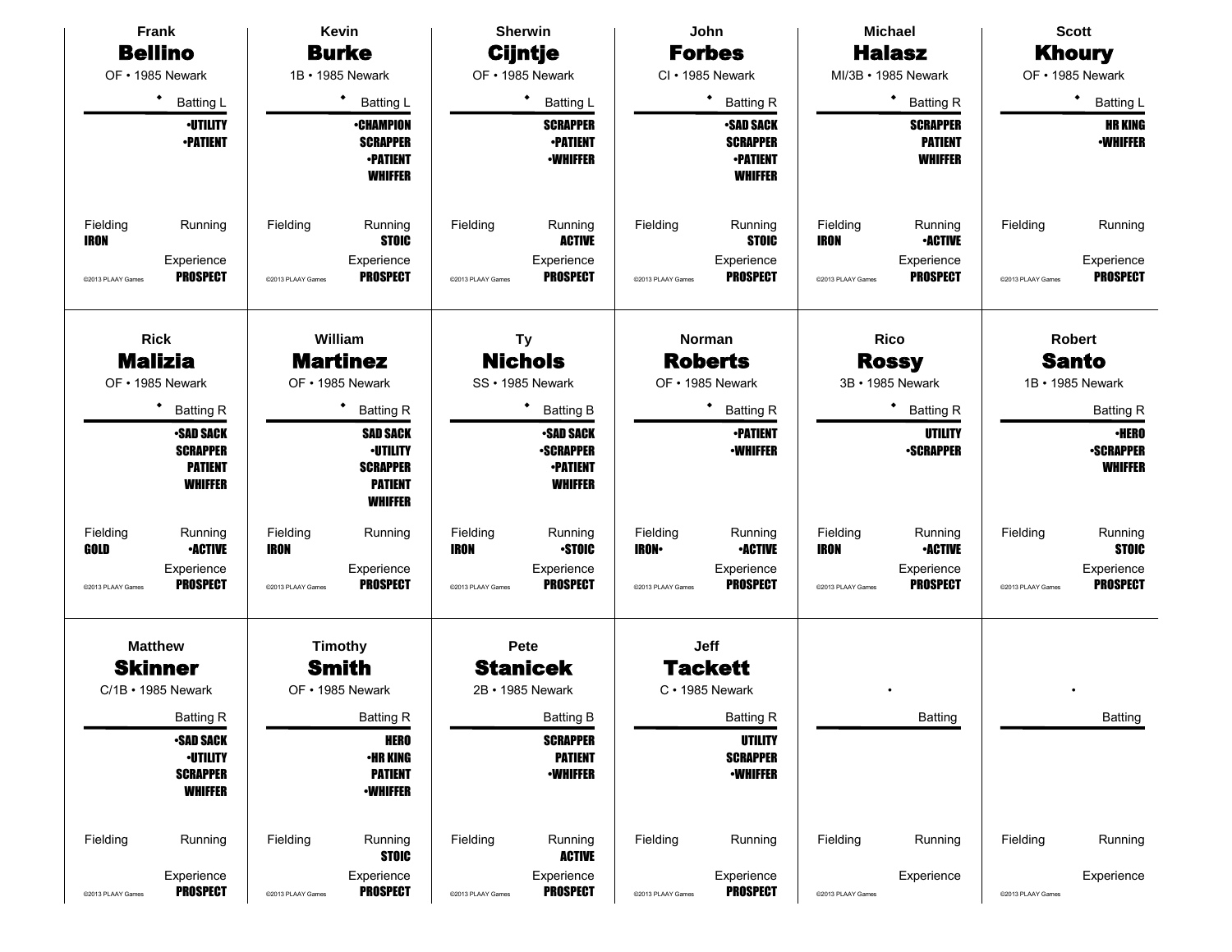## Frank **Bellino**
OF • 1985 Newark

• Batting L

•UTILITY
•PATIENT

Fielding: IRON
Running:
Experience: PROSPECT

©2013 PLAAY Games

---

## Kevin **Burke**
1B • 1985 Newark

• Batting L

•CHAMPION
SCRAPPER
•PATIENT
WHIFFER

Fielding:
Running: STOIC
Experience: PROSPECT

©2013 PLAAY Games

---

## Sherwin **Cijntje**
OF • 1985 Newark

• Batting L

SCRAPPER
•PATIENT
•WHIFFER

Fielding:
Running: ACTIVE
Experience: PROSPECT

©2013 PLAAY Games

---

## John **Forbes**
CI • 1985 Newark

• Batting R

•SAD SACK
SCRAPPER
•PATIENT
WHIFFER

Fielding:
Running: STOIC
Experience: PROSPECT

©2013 PLAAY Games

---

## Michael **Halasz**
MI/3B • 1985 Newark

• Batting R

SCRAPPER
PATIENT
WHIFFER

Fielding: IRON
Running: •ACTIVE
Experience: PROSPECT

©2013 PLAAY Games

---

## Scott **Khoury**
OF • 1985 Newark

• Batting L

HR KING
•WHIFFER

Fielding:
Running:
Experience: PROSPECT

©2013 PLAAY Games

---

## Rick **Malizia**
OF • 1985 Newark

• Batting R

•SAD SACK
SCRAPPER
PATIENT
WHIFFER

Fielding: GOLD
Running: •ACTIVE
Experience: PROSPECT

©2013 PLAAY Games

---

## William **Martinez**
OF • 1985 Newark

• Batting R

SAD SACK
•UTILITY
SCRAPPER
PATIENT
WHIFFER

Fielding: IRON
Running:
Experience: PROSPECT

©2013 PLAAY Games

---

## Ty **Nichols**
SS • 1985 Newark

• Batting B

•SAD SACK
•SCRAPPER
•PATIENT
WHIFFER

Fielding: IRON
Running: •STOIC
Experience: PROSPECT

©2013 PLAAY Games

---

## Norman **Roberts**
OF • 1985 Newark

• Batting R

•PATIENT
•WHIFFER

Fielding: IRON•
Running: •ACTIVE
Experience: PROSPECT

©2013 PLAAY Games

---

## Rico **Rossy**
3B • 1985 Newark

• Batting R

UTILITY
•SCRAPPER

Fielding: IRON
Running: •ACTIVE
Experience: PROSPECT

©2013 PLAAY Games

---

## Robert **Santo**
1B • 1985 Newark

Batting R

•HERO
•SCRAPPER
WHIFFER

Fielding:
Running: STOIC
Experience: PROSPECT

©2013 PLAAY Games

---

## Matthew **Skinner**
C/1B • 1985 Newark

Batting R

•SAD SACK
•UTILITY
SCRAPPER
WHIFFER

Fielding:
Running:
Experience: PROSPECT

©2013 PLAAY Games

---

## Timothy **Smith**
OF • 1985 Newark

Batting R

HERO
•HR KING
PATIENT
•WHIFFER

Fielding:
Running: STOIC
Experience: PROSPECT

©2013 PLAAY Games

---

## Pete **Stanicek**
2B • 1985 Newark

Batting B

SCRAPPER
PATIENT
•WHIFFER

Fielding:
Running: ACTIVE
Experience: PROSPECT

©2013 PLAAY Games

---

## Jeff **Tackett**
C • 1985 Newark

Batting R

UTILITY
SCRAPPER
•WHIFFER

Fielding:
Running:
Experience: PROSPECT

©2013 PLAAY Games

---

•

Batting

Fielding:
Running:
Experience:

©2013 PLAAY Games

---

•

Batting

Fielding:
Running:
Experience:

©2013 PLAAY Games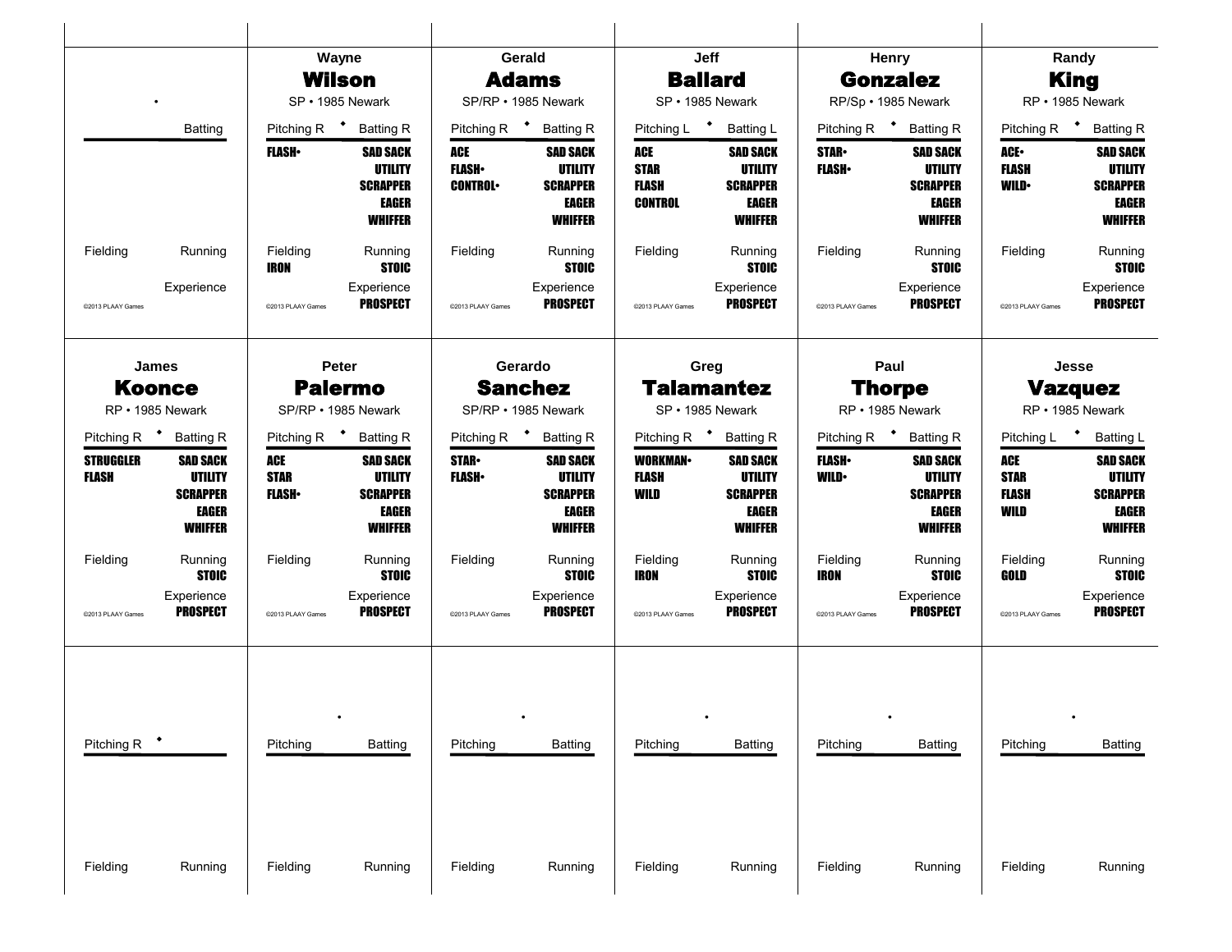| | | | | | |
|---|---|---|---|---|---|
| • | Wayne **Wilson** SP • 1985 Newark | Gerald **Adams** SP/RP • 1985 Newark | Jeff **Ballard** SP • 1985 Newark | Henry **Gonzalez** RP/Sp • 1985 Newark | Randy **King** RP • 1985 Newark |

**(blank card)**
Batting
Fielding | Running
Experience
©2013 PLAAY Games

**Wayne Wilson** — SP • 1985 Newark
Pitching R • Batting R
Pitching: FLASH•
Batting: SAD SACK, UTILITY, SCRAPPER, EAGER, WHIFFER
Fielding: IRON
Running: STOIC
Experience: PROSPECT
©2013 PLAAY Games

**Gerald Adams** — SP/RP • 1985 Newark
Pitching R • Batting R
Pitching: ACE, FLASH•, CONTROL•
Batting: SAD SACK, UTILITY, SCRAPPER, EAGER, WHIFFER
Fielding:
Running: STOIC
Experience: PROSPECT
©2013 PLAAY Games

**Jeff Ballard** — SP • 1985 Newark
Pitching L • Batting L
Pitching: ACE, STAR, FLASH, CONTROL
Batting: SAD SACK, UTILITY, SCRAPPER, EAGER, WHIFFER
Fielding:
Running: STOIC
Experience: PROSPECT
©2013 PLAAY Games

**Henry Gonzalez** — RP/Sp • 1985 Newark
Pitching R • Batting R
Pitching: STAR•, FLASH•
Batting: SAD SACK, UTILITY, SCRAPPER, EAGER, WHIFFER
Fielding:
Running: STOIC
Experience: PROSPECT
©2013 PLAAY Games

**Randy King** — RP • 1985 Newark
Pitching R • Batting R
Pitching: ACE•, FLASH, WILD•
Batting: SAD SACK, UTILITY, SCRAPPER, EAGER, WHIFFER
Fielding:
Running: STOIC
Experience: PROSPECT
©2013 PLAAY Games

**James Koonce** — RP • 1985 Newark
Pitching R • Batting R
Pitching: STRUGGLER, FLASH
Batting: SAD SACK, UTILITY, SCRAPPER, EAGER, WHIFFER
Fielding:
Running: STOIC
Experience: PROSPECT
©2013 PLAAY Games

**Peter Palermo** — SP/RP • 1985 Newark
Pitching R • Batting R
Pitching: ACE, STAR, FLASH•
Batting: SAD SACK, UTILITY, SCRAPPER, EAGER, WHIFFER
Fielding:
Running: STOIC
Experience: PROSPECT
©2013 PLAAY Games

**Gerardo Sanchez** — SP/RP • 1985 Newark
Pitching R • Batting R
Pitching: STAR•, FLASH•
Batting: SAD SACK, UTILITY, SCRAPPER, EAGER, WHIFFER
Fielding:
Running: STOIC
Experience: PROSPECT
©2013 PLAAY Games

**Greg Talamantez** — SP • 1985 Newark
Pitching R • Batting R
Pitching: WORKMAN•, FLASH, WILD
Batting: SAD SACK, UTILITY, SCRAPPER, EAGER, WHIFFER
Fielding: IRON
Running: STOIC
Experience: PROSPECT
©2013 PLAAY Games

**Paul Thorpe** — RP • 1985 Newark
Pitching R • Batting R
Pitching: FLASH•, WILD•
Batting: SAD SACK, UTILITY, SCRAPPER, EAGER, WHIFFER
Fielding: IRON
Running: STOIC
Experience: PROSPECT
©2013 PLAAY Games

**Jesse Vazquez** — RP • 1985 Newark
Pitching L • Batting L
Pitching: ACE, STAR, FLASH, WILD
Batting: SAD SACK, UTILITY, SCRAPPER, EAGER, WHIFFER
Fielding: GOLD
Running: STOIC
Experience: PROSPECT
©2013 PLAAY Games

**(blank card)**
Pitching R •
Fielding | Running

**(blank card)** •
Pitching | Batting
Fielding | Running

**(blank card)** •
Pitching | Batting
Fielding | Running

**(blank card)** •
Pitching | Batting
Fielding | Running

**(blank card)** •
Pitching | Batting
Fielding | Running

**(blank card)** •
Pitching | Batting
Fielding | Running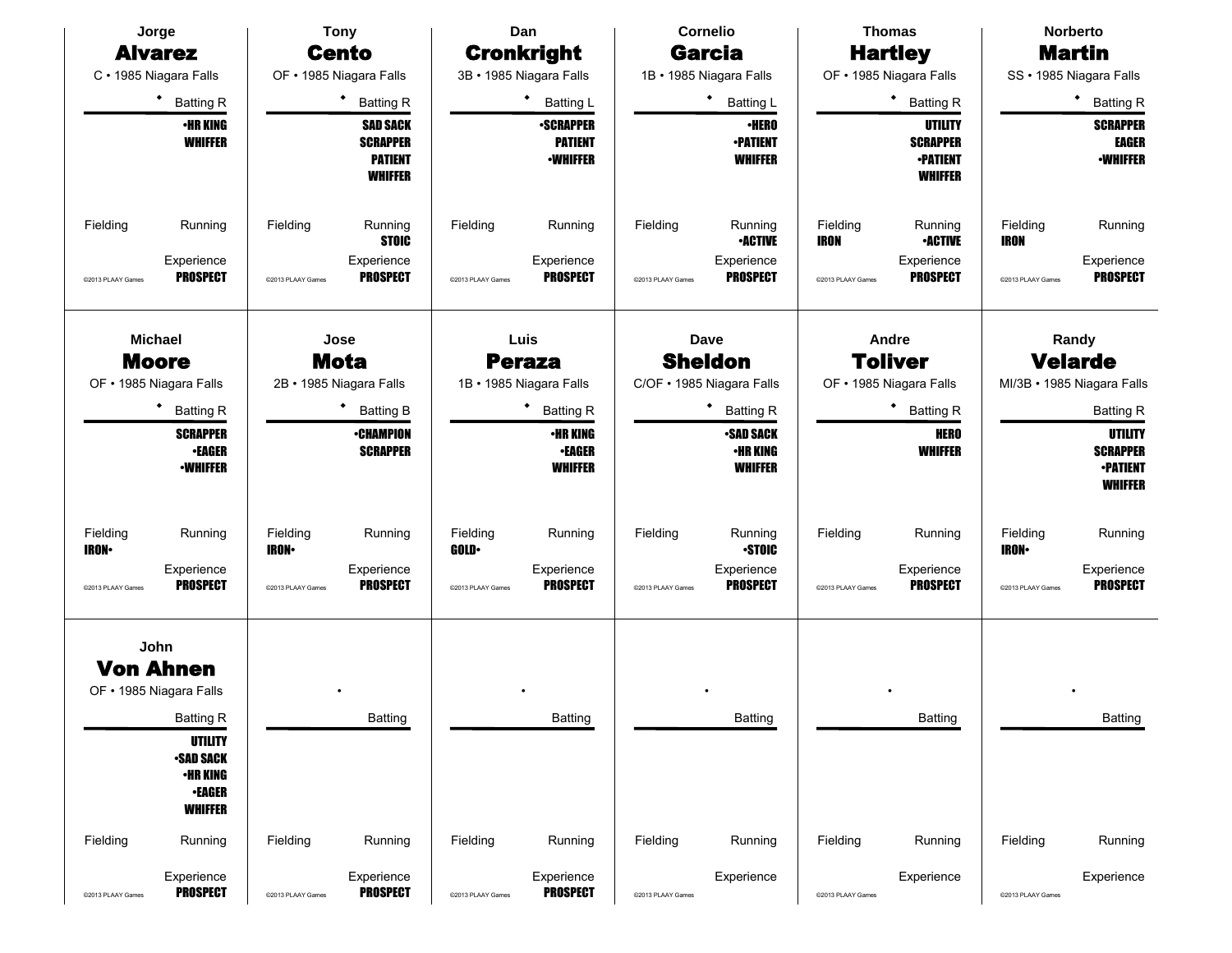**Jorge**
## Alvarez
C • 1985 Niagara Falls

◆ Batting R

- •HR KING
- WHIFFER

Fielding | Running

Experience: PROSPECT

©2013 PLAAY Games

---

**Tony**
## Cento
OF • 1985 Niagara Falls

◆ Batting R

- SAD SACK
- SCRAPPER
- PATIENT
- WHIFFER

Fielding | Running: STOIC

Experience: PROSPECT

©2013 PLAAY Games

---

**Dan**
## Cronkright
3B • 1985 Niagara Falls

◆ Batting L

- •SCRAPPER
- PATIENT
- •WHIFFER

Fielding | Running

Experience: PROSPECT

©2013 PLAAY Games

---

**Cornelio**
## Garcia
1B • 1985 Niagara Falls

◆ Batting L

- •HERO
- •PATIENT
- WHIFFER

Fielding | Running: •ACTIVE

Experience: PROSPECT

©2013 PLAAY Games

---

**Thomas**
## Hartley
OF • 1985 Niagara Falls

◆ Batting R

- UTILITY
- SCRAPPER
- •PATIENT
- WHIFFER

Fielding: IRON | Running: •ACTIVE

Experience: PROSPECT

©2013 PLAAY Games

---

**Norberto**
## Martin
SS • 1985 Niagara Falls

◆ Batting R

- SCRAPPER
- EAGER
- •WHIFFER

Fielding: IRON | Running

Experience: PROSPECT

©2013 PLAAY Games

---

**Michael**
## Moore
OF • 1985 Niagara Falls

◆ Batting R

- SCRAPPER
- •EAGER
- •WHIFFER

Fielding: IRON• | Running

Experience: PROSPECT

©2013 PLAAY Games

---

**Jose**
## Mota
2B • 1985 Niagara Falls

◆ Batting B

- •CHAMPION
- SCRAPPER

Fielding: IRON• | Running

Experience: PROSPECT

©2013 PLAAY Games

---

**Luis**
## Peraza
1B • 1985 Niagara Falls

◆ Batting R

- •HR KING
- •EAGER
- WHIFFER

Fielding: GOLD• | Running

Experience: PROSPECT

©2013 PLAAY Games

---

**Dave**
## Sheldon
C/OF • 1985 Niagara Falls

◆ Batting R

- •SAD SACK
- •HR KING
- WHIFFER

Fielding | Running: •STOIC

Experience: PROSPECT

©2013 PLAAY Games

---

**Andre**
## Toliver
OF • 1985 Niagara Falls

◆ Batting R

- HERO
- WHIFFER

Fielding | Running

Experience: PROSPECT

©2013 PLAAY Games

---

**Randy**
## Velarde
MI/3B • 1985 Niagara Falls

Batting R

- UTILITY
- SCRAPPER
- •PATIENT
- WHIFFER

Fielding: IRON• | Running

Experience: PROSPECT

©2013 PLAAY Games

---

**John**
## Von Ahnen
OF • 1985 Niagara Falls

Batting R

- UTILITY
- •SAD SACK
- •HR KING
- •EAGER
- WHIFFER

Fielding | Running

Experience: PROSPECT

©2013 PLAAY Games

---

•

Batting

Fielding | Running

Experience: PROSPECT

©2013 PLAAY Games

---

•

Batting

Fielding | Running

Experience: PROSPECT

©2013 PLAAY Games

---

•

Batting

Fielding | Running

Experience

©2013 PLAAY Games

---

•

Batting

Fielding | Running

Experience

©2013 PLAAY Games

---

•

Batting

Fielding | Running

Experience

©2013 PLAAY Games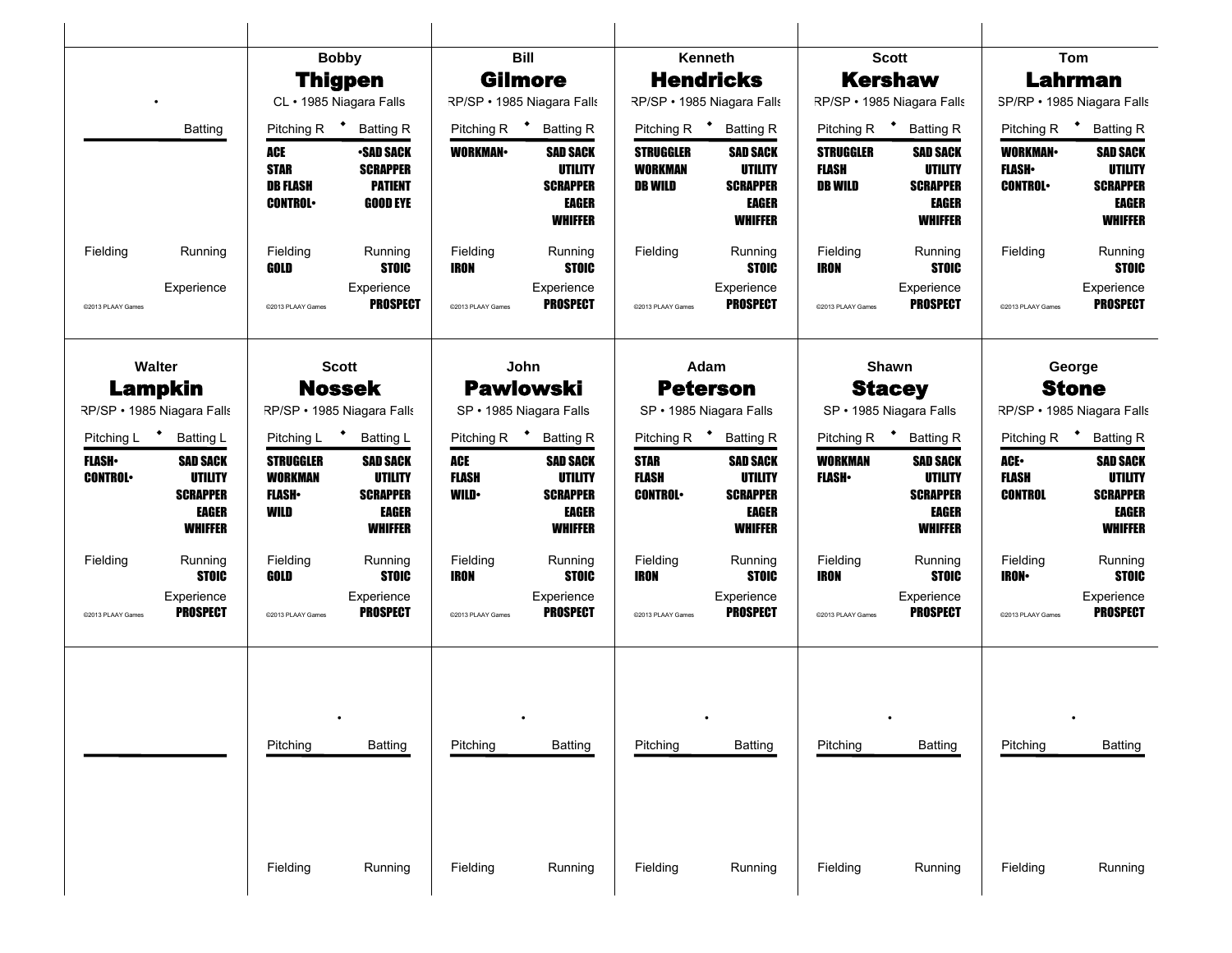| | | | | | |
|---|---|---|---|---|---|
| • | **Bobby Thigpen** | **Bill Gilmore** | **Kenneth Hendricks** | **Scott Kershaw** | **Tom Lahrman** |
| | CL • 1985 Niagara Falls | RP/SP • 1985 Niagara Falls | RP/SP • 1985 Niagara Falls | RP/SP • 1985 Niagara Falls | SP/RP • 1985 Niagara Falls |
| Batting | Pitching R • Batting R | Pitching R • Batting R | Pitching R • Batting R | Pitching R • Batting R | Pitching R • Batting R |
| | ACE, STAR, DB FLASH, CONTROL• / •SAD SACK, SCRAPPER, PATIENT, GOOD EYE | WORKMAN• / SAD SACK, UTILITY, SCRAPPER, EAGER, WHIFFER | STRUGGLER, WORKMAN, DB WILD / SAD SACK, UTILITY, SCRAPPER, EAGER, WHIFFER | STRUGGLER, FLASH, DB WILD / SAD SACK, UTILITY, SCRAPPER, EAGER, WHIFFER | WORKMAN•, FLASH•, CONTROL• / SAD SACK, UTILITY, SCRAPPER, EAGER, WHIFFER |
| Fielding / Running | Fielding: GOLD / Running: STOIC | Fielding: IRON / Running: STOIC | Fielding / Running: STOIC | Fielding: IRON / Running: STOIC | Fielding / Running: STOIC |
| Experience | Experience: PROSPECT | Experience: PROSPECT | Experience: PROSPECT | Experience: PROSPECT | Experience: PROSPECT |
| ©2013 PLAAY Games | ©2013 PLAAY Games | ©2013 PLAAY Games | ©2013 PLAAY Games | ©2013 PLAAY Games | ©2013 PLAAY Games |

| | | | | | |
|---|---|---|---|---|---|
| **Walter Lampkin** | **Scott Nossek** | **John Pawlowski** | **Adam Peterson** | **Shawn Stacey** | **George Stone** |
| RP/SP • 1985 Niagara Falls | RP/SP • 1985 Niagara Falls | SP • 1985 Niagara Falls | SP • 1985 Niagara Falls | SP • 1985 Niagara Falls | RP/SP • 1985 Niagara Falls |
| Pitching L • Batting L | Pitching L • Batting L | Pitching R • Batting R | Pitching R • Batting R | Pitching R • Batting R | Pitching R • Batting R |
| FLASH•, CONTROL• / SAD SACK, UTILITY, SCRAPPER, EAGER, WHIFFER | STRUGGLER, WORKMAN, FLASH•, WILD / SAD SACK, UTILITY, SCRAPPER, EAGER, WHIFFER | ACE, FLASH, WILD• / SAD SACK, UTILITY, SCRAPPER, EAGER, WHIFFER | STAR, FLASH, CONTROL• / SAD SACK, UTILITY, SCRAPPER, EAGER, WHIFFER | WORKMAN, FLASH• / SAD SACK, UTILITY, SCRAPPER, EAGER, WHIFFER | ACE•, FLASH, CONTROL / SAD SACK, UTILITY, SCRAPPER, EAGER, WHIFFER |
| Fielding / Running: STOIC | Fielding: GOLD / Running: STOIC | Fielding: IRON / Running: STOIC | Fielding: IRON / Running: STOIC | Fielding: IRON / Running: STOIC | Fielding: IRON• / Running: STOIC |
| Experience: PROSPECT | Experience: PROSPECT | Experience: PROSPECT | Experience: PROSPECT | Experience: PROSPECT | Experience: PROSPECT |
| ©2013 PLAAY Games | ©2013 PLAAY Games | ©2013 PLAAY Games | ©2013 PLAAY Games | ©2013 PLAAY Games | ©2013 PLAAY Games |

| | | | | | |
|---|---|---|---|---|---|
| | • | • | • | • | • |
| | Pitching / Batting | Pitching / Batting | Pitching / Batting | Pitching / Batting | Pitching / Batting |
| | Fielding / Running | Fielding / Running | Fielding / Running | Fielding / Running | Fielding / Running |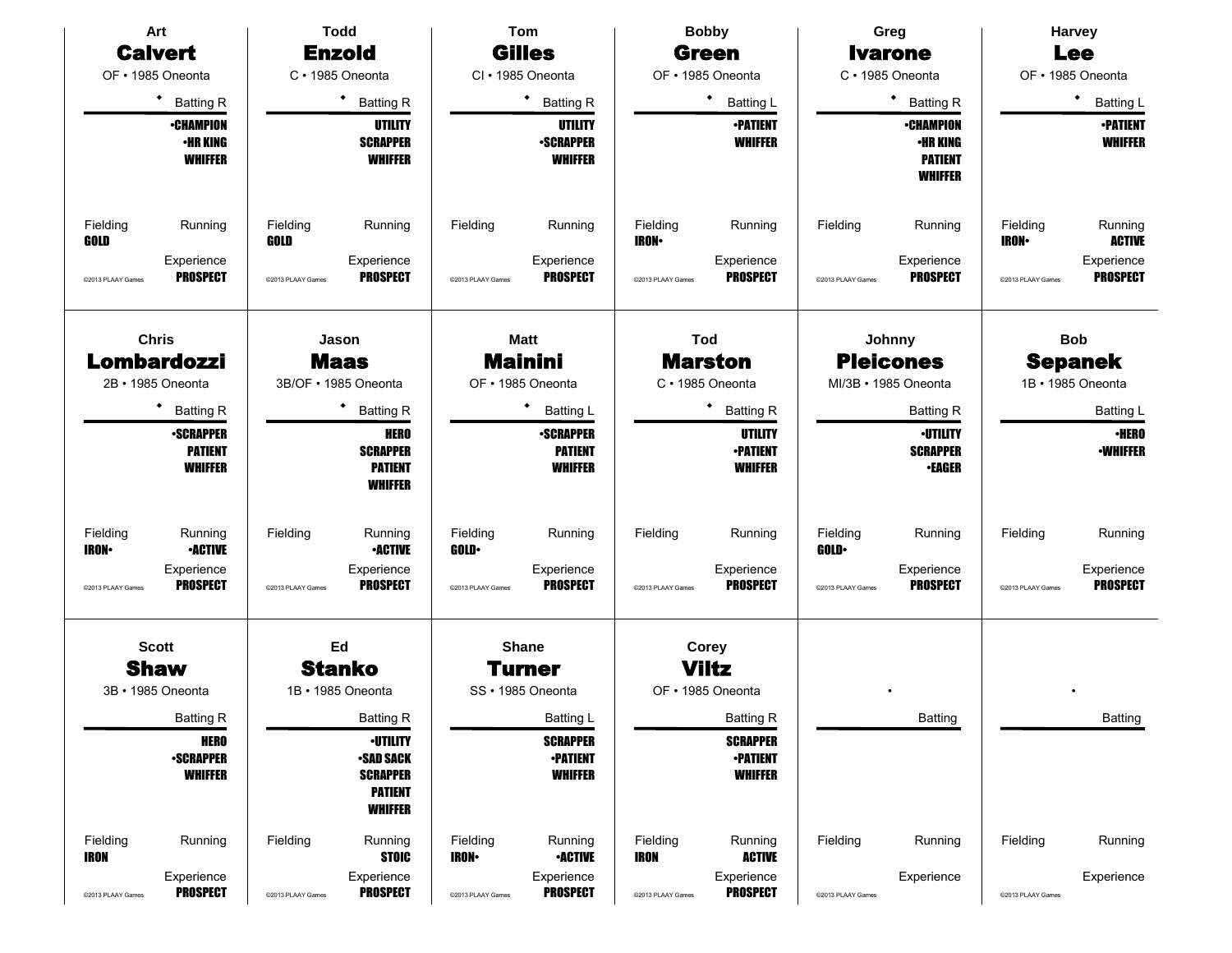## Art **Calvert**

OF • 1985 Oneonta

• Batting R

•CHAMPION
•HR KING
WHIFFER

Fielding: GOLD
Running:
Experience: PROSPECT

©2013 PLAAY Games

## Todd **Enzold**

C • 1985 Oneonta

• Batting R

UTILITY
SCRAPPER
WHIFFER

Fielding: GOLD
Running:
Experience: PROSPECT

©2013 PLAAY Games

## Tom **Gilles**

CI • 1985 Oneonta

• Batting R

UTILITY
•SCRAPPER
WHIFFER

Fielding:
Running:
Experience: PROSPECT

©2013 PLAAY Games

## Bobby **Green**

OF • 1985 Oneonta

• Batting L

•PATIENT
WHIFFER

Fielding: IRON•
Running:
Experience: PROSPECT

©2013 PLAAY Games

## Greg **Ivarone**

C • 1985 Oneonta

• Batting R

•CHAMPION
•HR KING
PATIENT
WHIFFER

Fielding:
Running:
Experience: PROSPECT

©2013 PLAAY Games

## Harvey **Lee**

OF • 1985 Oneonta

• Batting L

•PATIENT
WHIFFER

Fielding: IRON•
Running: ACTIVE
Experience: PROSPECT

©2013 PLAAY Games

## Chris **Lombardozzi**

2B • 1985 Oneonta

• Batting R

•SCRAPPER
PATIENT
WHIFFER

Fielding: IRON•
Running: •ACTIVE
Experience: PROSPECT

©2013 PLAAY Games

## Jason **Maas**

3B/OF • 1985 Oneonta

• Batting R

HERO
SCRAPPER
PATIENT
WHIFFER

Fielding:
Running: •ACTIVE
Experience: PROSPECT

©2013 PLAAY Games

## Matt **Mainini**

OF • 1985 Oneonta

• Batting L

•SCRAPPER
PATIENT
WHIFFER

Fielding: GOLD•
Running:
Experience: PROSPECT

©2013 PLAAY Games

## Tod **Marston**

C • 1985 Oneonta

• Batting R

UTILITY
•PATIENT
WHIFFER

Fielding:
Running:
Experience: PROSPECT

©2013 PLAAY Games

## Johnny **Pleicones**

MI/3B • 1985 Oneonta

Batting R

•UTILITY
SCRAPPER
•EAGER

Fielding: GOLD•
Running:
Experience: PROSPECT

©2013 PLAAY Games

## Bob **Sepanek**

1B • 1985 Oneonta

Batting L

•HERO
•WHIFFER

Fielding:
Running:
Experience: PROSPECT

©2013 PLAAY Games

## Scott **Shaw**

3B • 1985 Oneonta

Batting R

HERO
•SCRAPPER
WHIFFER

Fielding: IRON
Running:
Experience: PROSPECT

©2013 PLAAY Games

## Ed **Stanko**

1B • 1985 Oneonta

Batting R

•UTILITY
•SAD SACK
SCRAPPER
PATIENT
WHIFFER

Fielding:
Running: STOIC
Experience: PROSPECT

©2013 PLAAY Games

## Shane **Turner**

SS • 1985 Oneonta

Batting L

SCRAPPER
•PATIENT
WHIFFER

Fielding: IRON•
Running: •ACTIVE
Experience: PROSPECT

©2013 PLAAY Games

## Corey **Viltz**

OF • 1985 Oneonta

Batting R

SCRAPPER
•PATIENT
WHIFFER

Fielding: IRON
Running: ACTIVE
Experience: PROSPECT

©2013 PLAAY Games

•

Batting

Fielding:
Running:
Experience:

©2013 PLAAY Games

•

Batting

Fielding:
Running:
Experience:

©2013 PLAAY Games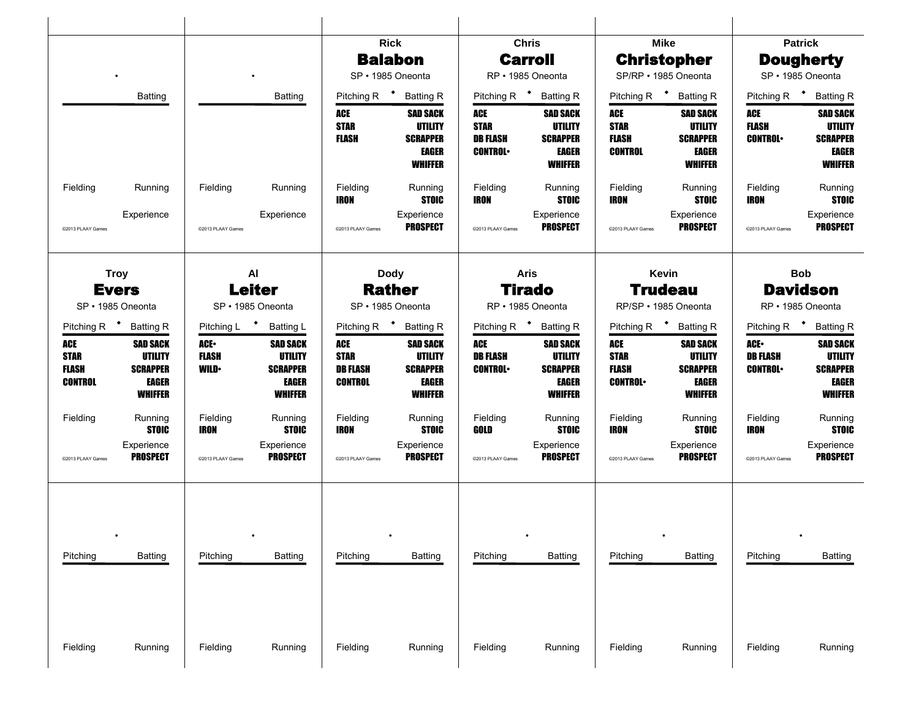### Rick **Balabon**
SP • 1985 Oneonta

| Pitching R | Batting R |
|---|---|
| ACE | SAD SACK |
| STAR | UTILITY |
| FLASH | SCRAPPER |
| | EAGER |
| | WHIFFER |

Fielding: IRON
Running: STOIC
Experience: PROSPECT

©2013 PLAAY Games

### Chris **Carroll**
RP • 1985 Oneonta

| Pitching R | Batting R |
|---|---|
| ACE | SAD SACK |
| STAR | UTILITY |
| DB FLASH | SCRAPPER |
| CONTROL• | EAGER |
| | WHIFFER |

Fielding: IRON
Running: STOIC
Experience: PROSPECT

©2013 PLAAY Games

### Mike **Christopher**
SP/RP • 1985 Oneonta

| Pitching R | Batting R |
|---|---|
| ACE | SAD SACK |
| STAR | UTILITY |
| FLASH | SCRAPPER |
| CONTROL | EAGER |
| | WHIFFER |

Fielding: IRON
Running: STOIC
Experience: PROSPECT

©2013 PLAAY Games

### Patrick **Dougherty**
SP • 1985 Oneonta

| Pitching R | Batting R |
|---|---|
| ACE | SAD SACK |
| FLASH | UTILITY |
| CONTROL• | SCRAPPER |
| | EAGER |
| | WHIFFER |

Fielding: IRON
Running: STOIC
Experience: PROSPECT

©2013 PLAAY Games

### Troy **Evers**
SP • 1985 Oneonta

| Pitching R | Batting R |
|---|---|
| ACE | SAD SACK |
| STAR | UTILITY |
| FLASH | SCRAPPER |
| CONTROL | EAGER |
| | WHIFFER |

Fielding:
Running: STOIC
Experience: PROSPECT

©2013 PLAAY Games

### Al **Leiter**
SP • 1985 Oneonta

| Pitching L | Batting L |
|---|---|
| ACE• | SAD SACK |
| FLASH | UTILITY |
| WILD• | SCRAPPER |
| | EAGER |
| | WHIFFER |

Fielding: IRON
Running: STOIC
Experience: PROSPECT

©2013 PLAAY Games

### Dody **Rather**
SP • 1985 Oneonta

| Pitching R | Batting R |
|---|---|
| ACE | SAD SACK |
| STAR | UTILITY |
| DB FLASH | SCRAPPER |
| CONTROL | EAGER |
| | WHIFFER |

Fielding: IRON
Running: STOIC
Experience: PROSPECT

©2013 PLAAY Games

### Aris **Tirado**
RP • 1985 Oneonta

| Pitching R | Batting R |
|---|---|
| ACE | SAD SACK |
| DB FLASH | UTILITY |
| CONTROL• | SCRAPPER |
| | EAGER |
| | WHIFFER |

Fielding: GOLD
Running: STOIC
Experience: PROSPECT

©2013 PLAAY Games

### Kevin **Trudeau**
RP/SP • 1985 Oneonta

| Pitching R | Batting R |
|---|---|
| ACE | SAD SACK |
| STAR | UTILITY |
| FLASH | SCRAPPER |
| CONTROL• | EAGER |
| | WHIFFER |

Fielding: IRON
Running: STOIC
Experience: PROSPECT

©2013 PLAAY Games

### Bob **Davidson**
RP • 1985 Oneonta

| Pitching R | Batting R |
|---|---|
| ACE• | SAD SACK |
| DB FLASH | UTILITY |
| CONTROL• | SCRAPPER |
| | EAGER |
| | WHIFFER |

Fielding: IRON
Running: STOIC
Experience: PROSPECT

©2013 PLAAY Games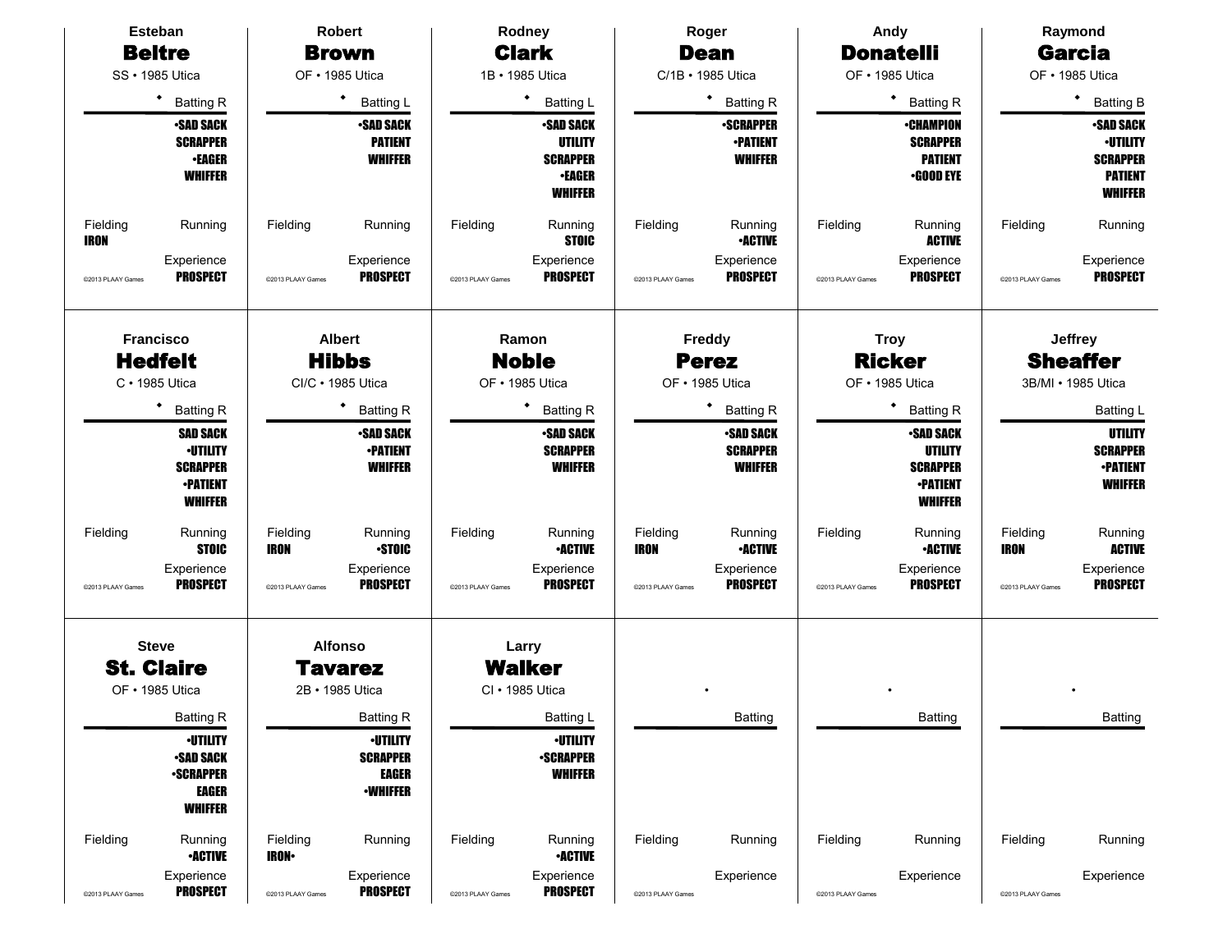**Esteban**
## Beltre
SS • 1985 Utica

◆ Batting R

•SAD SACK
SCRAPPER
•EAGER
WHIFFER

Fielding: IRON
Running:
Experience: PROSPECT

©2013 PLAAY Games

---

**Robert**
## Brown
OF • 1985 Utica

◆ Batting L

•SAD SACK
PATIENT
WHIFFER

Fielding:
Running:
Experience: PROSPECT

©2013 PLAAY Games

---

**Rodney**
## Clark
1B • 1985 Utica

◆ Batting L

•SAD SACK
UTILITY
SCRAPPER
•EAGER
WHIFFER

Fielding:
Running: STOIC
Experience: PROSPECT

©2013 PLAAY Games

---

**Roger**
## Dean
C/1B • 1985 Utica

◆ Batting R

•SCRAPPER
•PATIENT
WHIFFER

Fielding:
Running: •ACTIVE
Experience: PROSPECT

©2013 PLAAY Games

---

**Andy**
## Donatelli
OF • 1985 Utica

◆ Batting R

•CHAMPION
SCRAPPER
PATIENT
•GOOD EYE

Fielding:
Running: ACTIVE
Experience: PROSPECT

©2013 PLAAY Games

---

**Raymond**
## Garcia
OF • 1985 Utica

◆ Batting B

•SAD SACK
•UTILITY
SCRAPPER
PATIENT
WHIFFER

Fielding:
Running:
Experience: PROSPECT

©2013 PLAAY Games

---

**Francisco**
## Hedfelt
C • 1985 Utica

◆ Batting R

SAD SACK
•UTILITY
SCRAPPER
•PATIENT
WHIFFER

Fielding:
Running: STOIC
Experience: PROSPECT

©2013 PLAAY Games

---

**Albert**
## Hibbs
CI/C • 1985 Utica

◆ Batting R

•SAD SACK
•PATIENT
WHIFFER

Fielding: IRON
Running: •STOIC
Experience: PROSPECT

©2013 PLAAY Games

---

**Ramon**
## Noble
OF • 1985 Utica

◆ Batting R

•SAD SACK
SCRAPPER
WHIFFER

Fielding:
Running: •ACTIVE
Experience: PROSPECT

©2013 PLAAY Games

---

**Freddy**
## Perez
OF • 1985 Utica

◆ Batting R

•SAD SACK
SCRAPPER
WHIFFER

Fielding: IRON
Running: •ACTIVE
Experience: PROSPECT

©2013 PLAAY Games

---

**Troy**
## Ricker
OF • 1985 Utica

◆ Batting R

•SAD SACK
UTILITY
SCRAPPER
•PATIENT
WHIFFER

Fielding:
Running: •ACTIVE
Experience: PROSPECT

©2013 PLAAY Games

---

**Jeffrey**
## Sheaffer
3B/MI • 1985 Utica

Batting L

UTILITY
SCRAPPER
•PATIENT
WHIFFER

Fielding: IRON
Running: ACTIVE
Experience: PROSPECT

©2013 PLAAY Games

---

**Steve**
## St. Claire
OF • 1985 Utica

Batting R

•UTILITY
•SAD SACK
•SCRAPPER
EAGER
WHIFFER

Fielding:
Running: •ACTIVE
Experience: PROSPECT

©2013 PLAAY Games

---

**Alfonso**
## Tavarez
2B • 1985 Utica

Batting R

•UTILITY
SCRAPPER
EAGER
•WHIFFER

Fielding: IRON•
Running:
Experience: PROSPECT

©2013 PLAAY Games

---

**Larry**
## Walker
CI • 1985 Utica

Batting L

•UTILITY
•SCRAPPER
WHIFFER

Fielding:
Running: •ACTIVE
Experience: PROSPECT

©2013 PLAAY Games

---

•

Batting

Fielding:
Running:
Experience:

©2013 PLAAY Games

---

•

Batting

Fielding:
Running:
Experience:

©2013 PLAAY Games

---

•

Batting

Fielding:
Running:
Experience:

©2013 PLAAY Games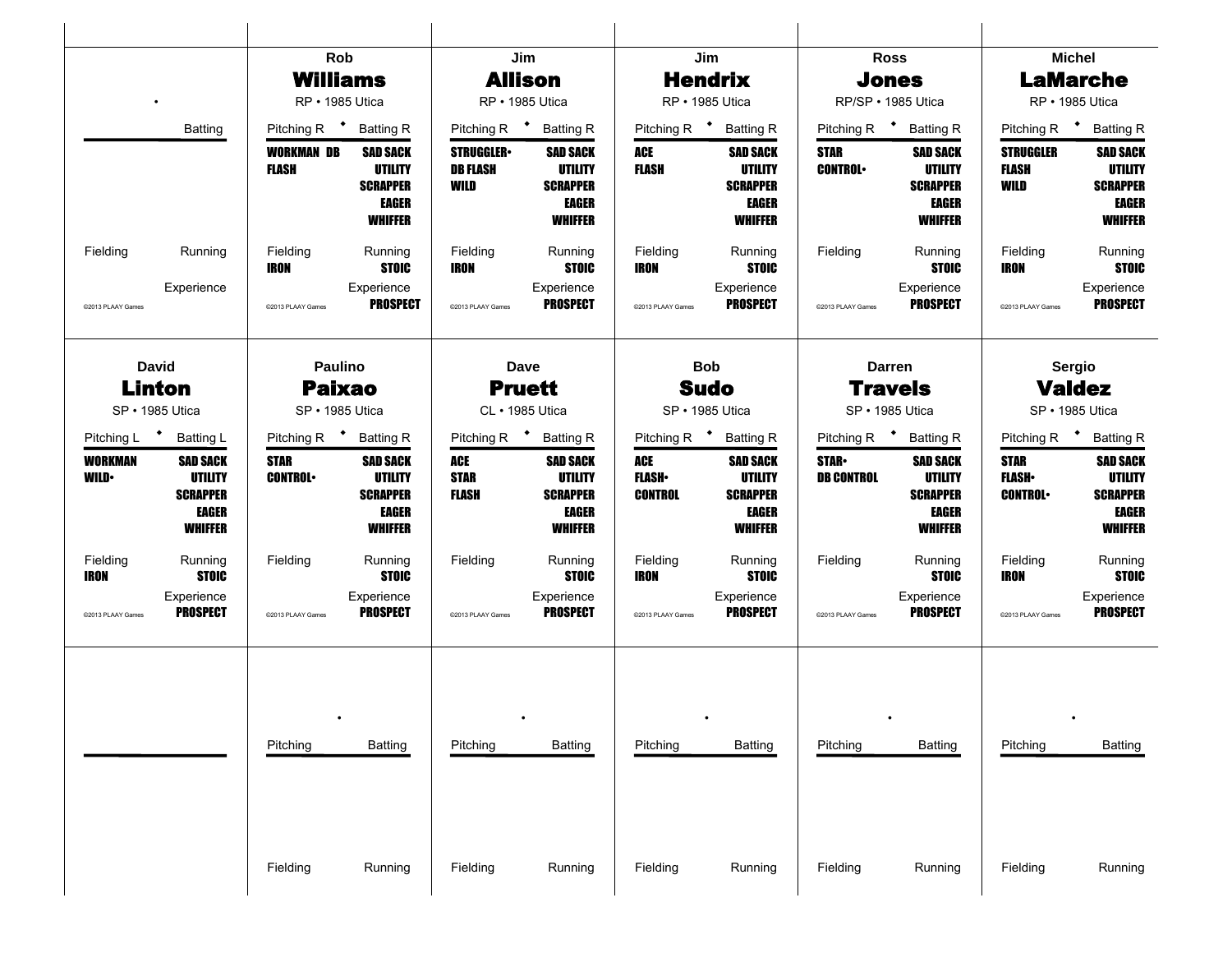## Rob **Williams**

RP • 1985 Utica

| Pitching R | Batting R |
| --- | --- |
| WORKMAN DB | SAD SACK |
| FLASH | UTILITY |
| | SCRAPPER |
| | EAGER |
| | WHIFFER |

Fielding: IRON
Running: STOIC
Experience: PROSPECT

©2013 PLAAY Games

## Jim **Allison**

RP • 1985 Utica

| Pitching R | Batting R |
| --- | --- |
| STRUGGLER• | SAD SACK |
| DB FLASH | UTILITY |
| WILD | SCRAPPER |
| | EAGER |
| | WHIFFER |

Fielding: IRON
Running: STOIC
Experience: PROSPECT

©2013 PLAAY Games

## Jim **Hendrix**

RP • 1985 Utica

| Pitching R | Batting R |
| --- | --- |
| ACE | SAD SACK |
| FLASH | UTILITY |
| | SCRAPPER |
| | EAGER |
| | WHIFFER |

Fielding: IRON
Running: STOIC
Experience: PROSPECT

©2013 PLAAY Games

## Ross **Jones**

RP/SP • 1985 Utica

| Pitching R | Batting R |
| --- | --- |
| STAR | SAD SACK |
| CONTROL• | UTILITY |
| | SCRAPPER |
| | EAGER |
| | WHIFFER |

Fielding:
Running: STOIC
Experience: PROSPECT

©2013 PLAAY Games

## Michel **LaMarche**

RP • 1985 Utica

| Pitching R | Batting R |
| --- | --- |
| STRUGGLER | SAD SACK |
| FLASH | UTILITY |
| WILD | SCRAPPER |
| | EAGER |
| | WHIFFER |

Fielding: IRON
Running: STOIC
Experience: PROSPECT

©2013 PLAAY Games

## David **Linton**

SP • 1985 Utica

| Pitching L | Batting L |
| --- | --- |
| WORKMAN | SAD SACK |
| WILD• | UTILITY |
| | SCRAPPER |
| | EAGER |
| | WHIFFER |

Fielding: IRON
Running: STOIC
Experience: PROSPECT

©2013 PLAAY Games

## Paulino **Paixao**

SP • 1985 Utica

| Pitching R | Batting R |
| --- | --- |
| STAR | SAD SACK |
| CONTROL• | UTILITY |
| | SCRAPPER |
| | EAGER |
| | WHIFFER |

Fielding:
Running: STOIC
Experience: PROSPECT

©2013 PLAAY Games

## Dave **Pruett**

CL • 1985 Utica

| Pitching R | Batting R |
| --- | --- |
| ACE | SAD SACK |
| STAR | UTILITY |
| FLASH | SCRAPPER |
| | EAGER |
| | WHIFFER |

Fielding:
Running: STOIC
Experience: PROSPECT

©2013 PLAAY Games

## Bob **Sudo**

SP • 1985 Utica

| Pitching R | Batting R |
| --- | --- |
| ACE | SAD SACK |
| FLASH• | UTILITY |
| CONTROL | SCRAPPER |
| | EAGER |
| | WHIFFER |

Fielding: IRON
Running: STOIC
Experience: PROSPECT

©2013 PLAAY Games

## Darren **Travels**

SP • 1985 Utica

| Pitching R | Batting R |
| --- | --- |
| STAR• | SAD SACK |
| DB CONTROL | UTILITY |
| | SCRAPPER |
| | EAGER |
| | WHIFFER |

Fielding:
Running: STOIC
Experience: PROSPECT

©2013 PLAAY Games

## Sergio **Valdez**

SP • 1985 Utica

| Pitching R | Batting R |
| --- | --- |
| STAR | SAD SACK |
| FLASH• | UTILITY |
| CONTROL• | SCRAPPER |
| | EAGER |
| | WHIFFER |

Fielding: IRON
Running: STOIC
Experience: PROSPECT

©2013 PLAAY Games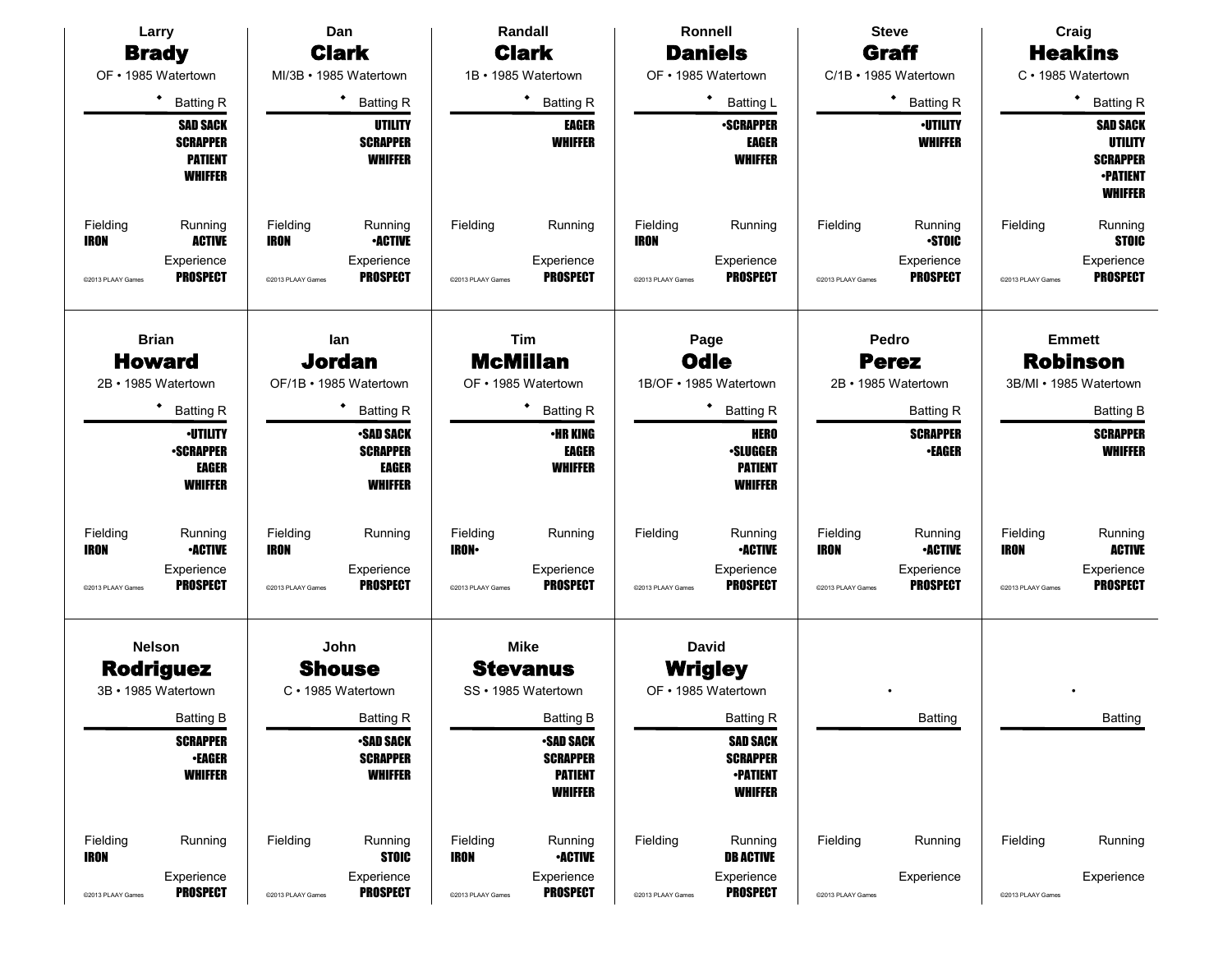## Larry **Brady**

OF • 1985 Watertown

• Batting R

**SAD SACK**
**SCRAPPER**
**PATIENT**
**WHIFFER**

Fielding: **IRON**
Running: **ACTIVE**
Experience: **PROSPECT**

©2013 PLAAY Games

## Dan **Clark**

MI/3B • 1985 Watertown

• Batting R

**UTILITY**
**SCRAPPER**
**WHIFFER**

Fielding: **IRON**
Running: **•ACTIVE**
Experience: **PROSPECT**

©2013 PLAAY Games

## Randall **Clark**

1B • 1985 Watertown

• Batting R

**EAGER**
**WHIFFER**

Fielding:
Running:
Experience: **PROSPECT**

©2013 PLAAY Games

## Ronnell **Daniels**

OF • 1985 Watertown

• Batting L

**•SCRAPPER**
**EAGER**
**WHIFFER**

Fielding: **IRON**
Running:
Experience: **PROSPECT**

©2013 PLAAY Games

## Steve **Graff**

C/1B • 1985 Watertown

• Batting R

**•UTILITY**
**WHIFFER**

Fielding:
Running: **•STOIC**
Experience: **PROSPECT**

©2013 PLAAY Games

## Craig **Heakins**

C • 1985 Watertown

• Batting R

**SAD SACK**
**UTILITY**
**SCRAPPER**
**•PATIENT**
**WHIFFER**

Fielding:
Running: **STOIC**
Experience: **PROSPECT**

©2013 PLAAY Games

## Brian **Howard**

2B • 1985 Watertown

• Batting R

**•UTILITY**
**•SCRAPPER**
**EAGER**
**WHIFFER**

Fielding: **IRON**
Running: **•ACTIVE**
Experience: **PROSPECT**

©2013 PLAAY Games

## Ian **Jordan**

OF/1B • 1985 Watertown

• Batting R

**•SAD SACK**
**SCRAPPER**
**EAGER**
**WHIFFER**

Fielding: **IRON**
Running:
Experience: **PROSPECT**

©2013 PLAAY Games

## Tim **McMillan**

OF • 1985 Watertown

• Batting R

**•HR KING**
**EAGER**
**WHIFFER**

Fielding: **IRON•**
Running:
Experience: **PROSPECT**

©2013 PLAAY Games

## Page **Odle**

1B/OF • 1985 Watertown

• Batting R

**HERO**
**•SLUGGER**
**PATIENT**
**WHIFFER**

Fielding:
Running: **•ACTIVE**
Experience: **PROSPECT**

©2013 PLAAY Games

## Pedro **Perez**

2B • 1985 Watertown

Batting R

**SCRAPPER**
**•EAGER**

Fielding: **IRON**
Running: **•ACTIVE**
Experience: **PROSPECT**

©2013 PLAAY Games

## Emmett **Robinson**

3B/MI • 1985 Watertown

Batting B

**SCRAPPER**
**WHIFFER**

Fielding: **IRON**
Running: **ACTIVE**
Experience: **PROSPECT**

©2013 PLAAY Games

## Nelson **Rodriguez**

3B • 1985 Watertown

Batting B

**SCRAPPER**
**•EAGER**
**WHIFFER**

Fielding: **IRON**
Running:
Experience: **PROSPECT**

©2013 PLAAY Games

## John **Shouse**

C • 1985 Watertown

Batting R

**•SAD SACK**
**SCRAPPER**
**WHIFFER**

Fielding:
Running: **STOIC**
Experience: **PROSPECT**

©2013 PLAAY Games

## Mike **Stevanus**

SS • 1985 Watertown

Batting B

**•SAD SACK**
**SCRAPPER**
**PATIENT**
**WHIFFER**

Fielding: **IRON**
Running: **•ACTIVE**
Experience: **PROSPECT**

©2013 PLAAY Games

## David **Wrigley**

OF • 1985 Watertown

Batting R

**SAD SACK**
**SCRAPPER**
**•PATIENT**
**WHIFFER**

Fielding:
Running: **DB ACTIVE**
Experience: **PROSPECT**

©2013 PLAAY Games

•

Batting

Fielding:
Running:
Experience:

©2013 PLAAY Games

•

Batting

Fielding:
Running:
Experience:

©2013 PLAAY Games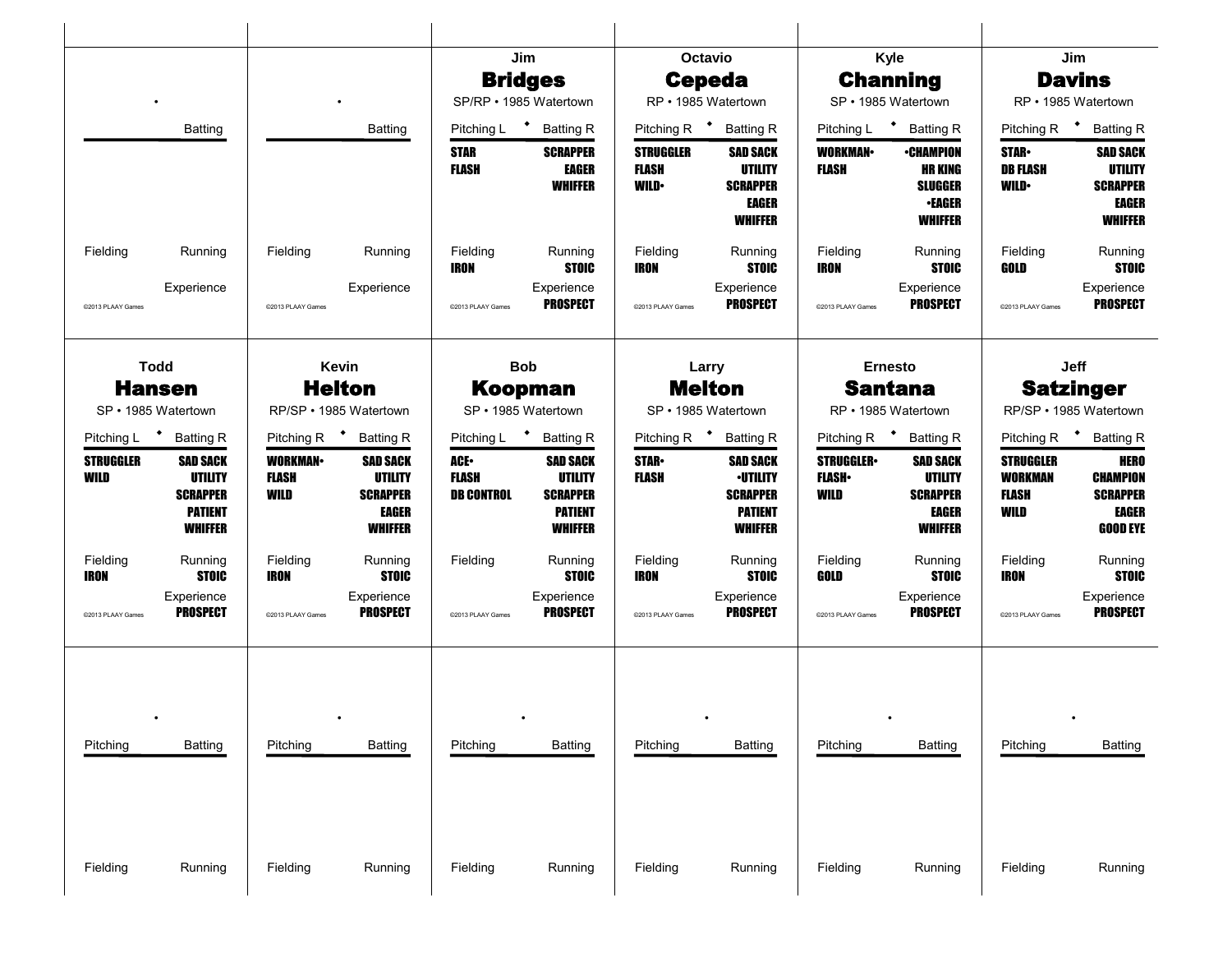## Jim Bridges

SP/RP • 1985 Watertown

| Pitching L | Batting R |
|---|---|
| **STAR** | **SCRAPPER** |
| **FLASH** | **EAGER** |
| | **WHIFFER** |

Fielding: **IRON**
Running: **STOIC**
Experience: **PROSPECT**

©2013 PLAAY Games

## Octavio Cepeda

RP • 1985 Watertown

| Pitching R | Batting R |
|---|---|
| **STRUGGLER** | **SAD SACK** |
| **FLASH** | **UTILITY** |
| **WILD•** | **SCRAPPER** |
| | **EAGER** |
| | **WHIFFER** |

Fielding: **IRON**
Running: **STOIC**
Experience: **PROSPECT**

©2013 PLAAY Games

## Kyle Channing

SP • 1985 Watertown

| Pitching L | Batting R |
|---|---|
| **WORKMAN•** | **•CHAMPION** |
| **FLASH** | **HR KING** |
| | **SLUGGER** |
| | **•EAGER** |
| | **WHIFFER** |

Fielding: **IRON**
Running: **STOIC**
Experience: **PROSPECT**

©2013 PLAAY Games

## Jim Davins

RP • 1985 Watertown

| Pitching R | Batting R |
|---|---|
| **STAR•** | **SAD SACK** |
| **DB FLASH** | **UTILITY** |
| **WILD•** | **SCRAPPER** |
| | **EAGER** |
| | **WHIFFER** |

Fielding: **GOLD**
Running: **STOIC**
Experience: **PROSPECT**

©2013 PLAAY Games

## Todd Hansen

SP • 1985 Watertown

| Pitching L | Batting R |
|---|---|
| **STRUGGLER** | **SAD SACK** |
| **WILD** | **UTILITY** |
| | **SCRAPPER** |
| | **PATIENT** |
| | **WHIFFER** |

Fielding: **IRON**
Running: **STOIC**
Experience: **PROSPECT**

©2013 PLAAY Games

## Kevin Helton

RP/SP • 1985 Watertown

| Pitching R | Batting R |
|---|---|
| **WORKMAN•** | **SAD SACK** |
| **FLASH** | **UTILITY** |
| **WILD** | **SCRAPPER** |
| | **EAGER** |
| | **WHIFFER** |

Fielding: **IRON**
Running: **STOIC**
Experience: **PROSPECT**

©2013 PLAAY Games

## Bob Koopman

SP • 1985 Watertown

| Pitching L | Batting R |
|---|---|
| **ACE•** | **SAD SACK** |
| **FLASH** | **UTILITY** |
| **DB CONTROL** | **SCRAPPER** |
| | **PATIENT** |
| | **WHIFFER** |

Fielding:
Running: **STOIC**
Experience: **PROSPECT**

©2013 PLAAY Games

## Larry Melton

SP • 1985 Watertown

| Pitching R | Batting R |
|---|---|
| **STAR•** | **SAD SACK** |
| **FLASH** | **•UTILITY** |
| | **SCRAPPER** |
| | **PATIENT** |
| | **WHIFFER** |

Fielding: **IRON**
Running: **STOIC**
Experience: **PROSPECT**

©2013 PLAAY Games

## Ernesto Santana

RP • 1985 Watertown

| Pitching R | Batting R |
|---|---|
| **STRUGGLER•** | **SAD SACK** |
| **FLASH•** | **UTILITY** |
| **WILD** | **SCRAPPER** |
| | **EAGER** |
| | **WHIFFER** |

Fielding: **GOLD**
Running: **STOIC**
Experience: **PROSPECT**

©2013 PLAAY Games

## Jeff Satzinger

RP/SP • 1985 Watertown

| Pitching R | Batting R |
|---|---|
| **STRUGGLER** | **HERO** |
| **WORKMAN** | **CHAMPION** |
| **FLASH** | **SCRAPPER** |
| **WILD** | **EAGER** |
| | **GOOD EYE** |

Fielding: **IRON**
Running: **STOIC**
Experience: **PROSPECT**

©2013 PLAAY Games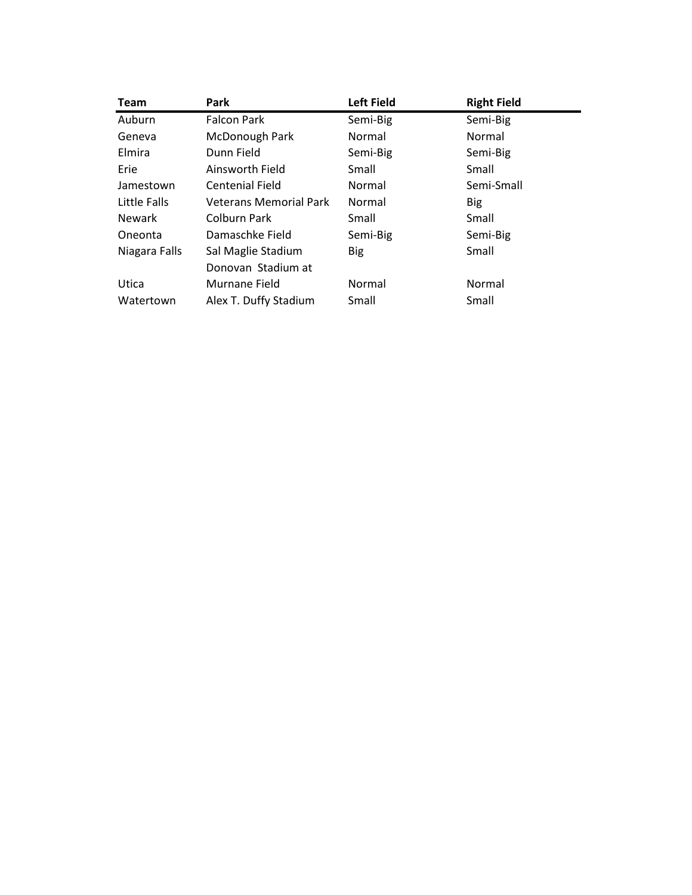| Team | Park | Left Field | Right Field |
|---|---|---|---|
| Auburn | Falcon Park | Semi-Big | Semi-Big |
| Geneva | McDonough Park | Normal | Normal |
| Elmira | Dunn Field | Semi-Big | Semi-Big |
| Erie | Ainsworth Field | Small | Small |
| Jamestown | Centenial Field | Normal | Semi-Small |
| Little Falls | Veterans Memorial Park | Normal | Big |
| Newark | Colburn Park | Small | Small |
| Oneonta | Damaschke Field | Semi-Big | Semi-Big |
| Niagara Falls | Sal Maglie Stadium | Big | Small |
| Utica | Donovan Stadium at Murnane Field | Normal | Normal |
| Watertown | Alex T. Duffy Stadium | Small | Small |